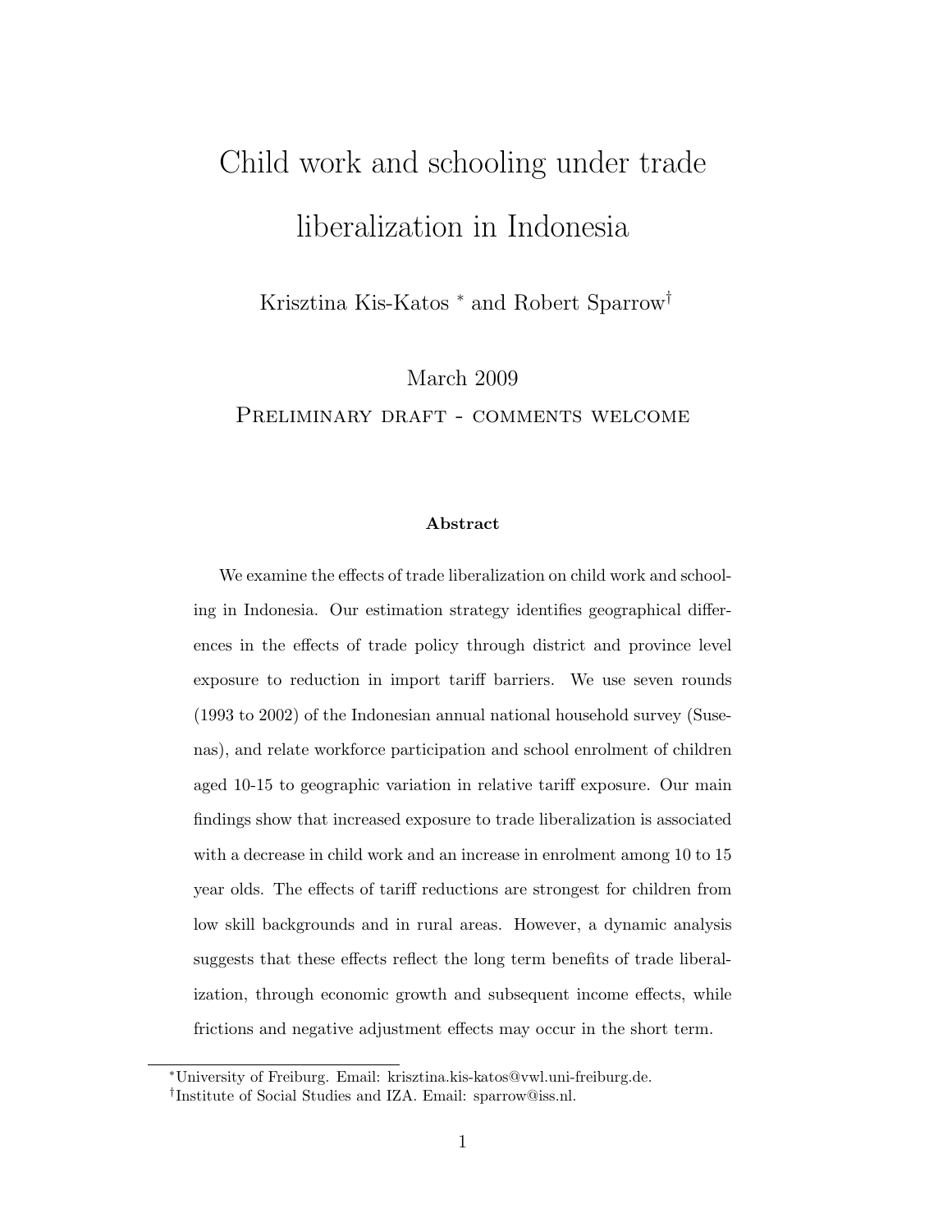# Child work and schooling under trade liberalization in Indonesia

Krisztina Kis-Katos [*] and Robert Sparrow[†]

March 2009

Preliminary draft - comments welcome

**Abstract**

We examine the effects of trade liberalization on child work and schooling in Indonesia. Our estimation strategy identifies geographical differences in the effects of trade policy through district and province level exposure to reduction in import tariff barriers. We use seven rounds (1993 to 2002) of the Indonesian annual national household survey (Susenas), and relate workforce participation and school enrolment of children aged 10-15 to geographic variation in relative tariff exposure. Our main findings show that increased exposure to trade liberalization is associated with a decrease in child work and an increase in enrolment among 10 to 15 year olds. The effects of tariff reductions are strongest for children from low skill backgrounds and in rural areas. However, a dynamic analysis suggests that these effects reflect the long term benefits of trade liberalization, through economic growth and subsequent income effects, while frictions and negative adjustment effects may occur in the short term.

[*] University of Freiburg. Email: krisztina.kis-katos@vwl.uni-freiburg.de.

[†] Institute of Social Studies and IZA. Email: sparrow@iss.nl.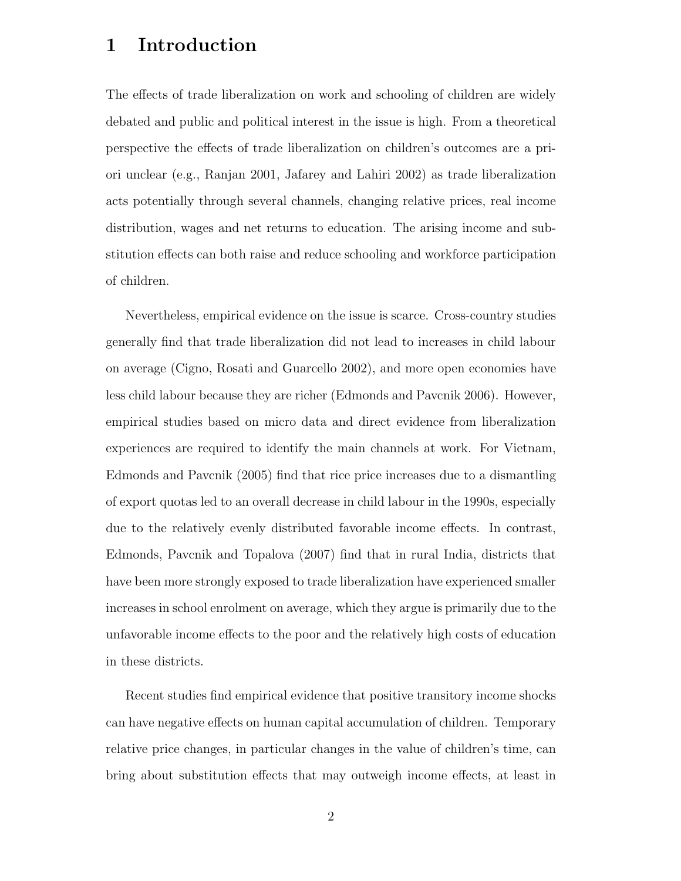# 1 Introduction

The effects of trade liberalization on work and schooling of children are widely debated and public and political interest in the issue is high. From a theoretical perspective the effects of trade liberalization on children's outcomes are a priori unclear (e.g., Ranjan 2001, Jafarey and Lahiri 2002) as trade liberalization acts potentially through several channels, changing relative prices, real income distribution, wages and net returns to education. The arising income and substitution effects can both raise and reduce schooling and workforce participation of children.

Nevertheless, empirical evidence on the issue is scarce. Cross-country studies generally find that trade liberalization did not lead to increases in child labour on average (Cigno, Rosati and Guarcello 2002), and more open economies have less child labour because they are richer (Edmonds and Pavcnik 2006). However, empirical studies based on micro data and direct evidence from liberalization experiences are required to identify the main channels at work. For Vietnam, Edmonds and Pavcnik (2005) find that rice price increases due to a dismantling of export quotas led to an overall decrease in child labour in the 1990s, especially due to the relatively evenly distributed favorable income effects. In contrast, Edmonds, Pavcnik and Topalova (2007) find that in rural India, districts that have been more strongly exposed to trade liberalization have experienced smaller increases in school enrolment on average, which they argue is primarily due to the unfavorable income effects to the poor and the relatively high costs of education in these districts.

Recent studies find empirical evidence that positive transitory income shocks can have negative effects on human capital accumulation of children. Temporary relative price changes, in particular changes in the value of children's time, can bring about substitution effects that may outweigh income effects, at least in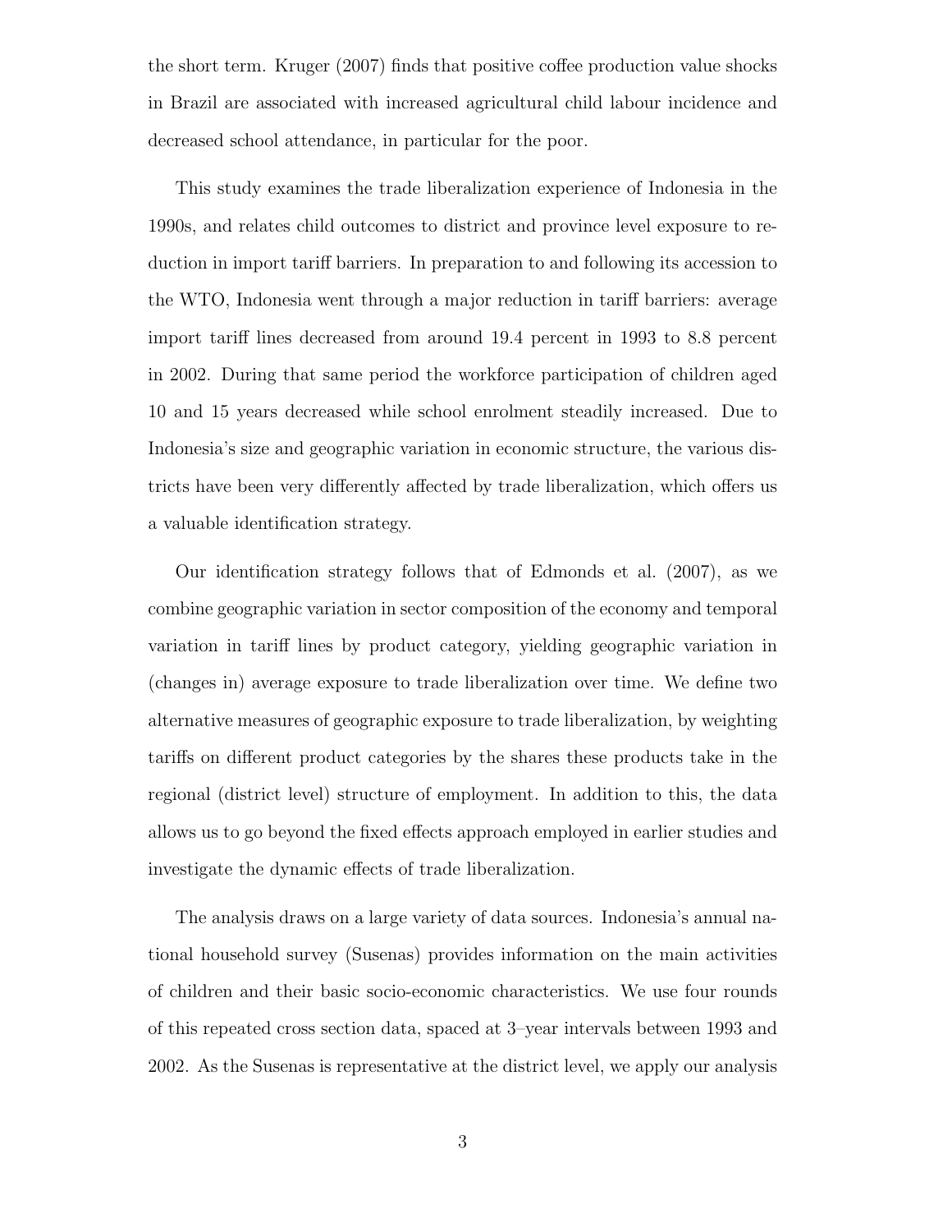the short term. Kruger (2007) finds that positive coffee production value shocks in Brazil are associated with increased agricultural child labour incidence and decreased school attendance, in particular for the poor.

This study examines the trade liberalization experience of Indonesia in the 1990s, and relates child outcomes to district and province level exposure to reduction in import tariff barriers. In preparation to and following its accession to the WTO, Indonesia went through a major reduction in tariff barriers: average import tariff lines decreased from around 19.4 percent in 1993 to 8.8 percent in 2002. During that same period the workforce participation of children aged 10 and 15 years decreased while school enrolment steadily increased. Due to Indonesia's size and geographic variation in economic structure, the various districts have been very differently affected by trade liberalization, which offers us a valuable identification strategy.

Our identification strategy follows that of Edmonds et al. (2007), as we combine geographic variation in sector composition of the economy and temporal variation in tariff lines by product category, yielding geographic variation in (changes in) average exposure to trade liberalization over time. We define two alternative measures of geographic exposure to trade liberalization, by weighting tariffs on different product categories by the shares these products take in the regional (district level) structure of employment. In addition to this, the data allows us to go beyond the fixed effects approach employed in earlier studies and investigate the dynamic effects of trade liberalization.

The analysis draws on a large variety of data sources. Indonesia's annual national household survey (Susenas) provides information on the main activities of children and their basic socio-economic characteristics. We use four rounds of this repeated cross section data, spaced at 3–year intervals between 1993 and 2002. As the Susenas is representative at the district level, we apply our analysis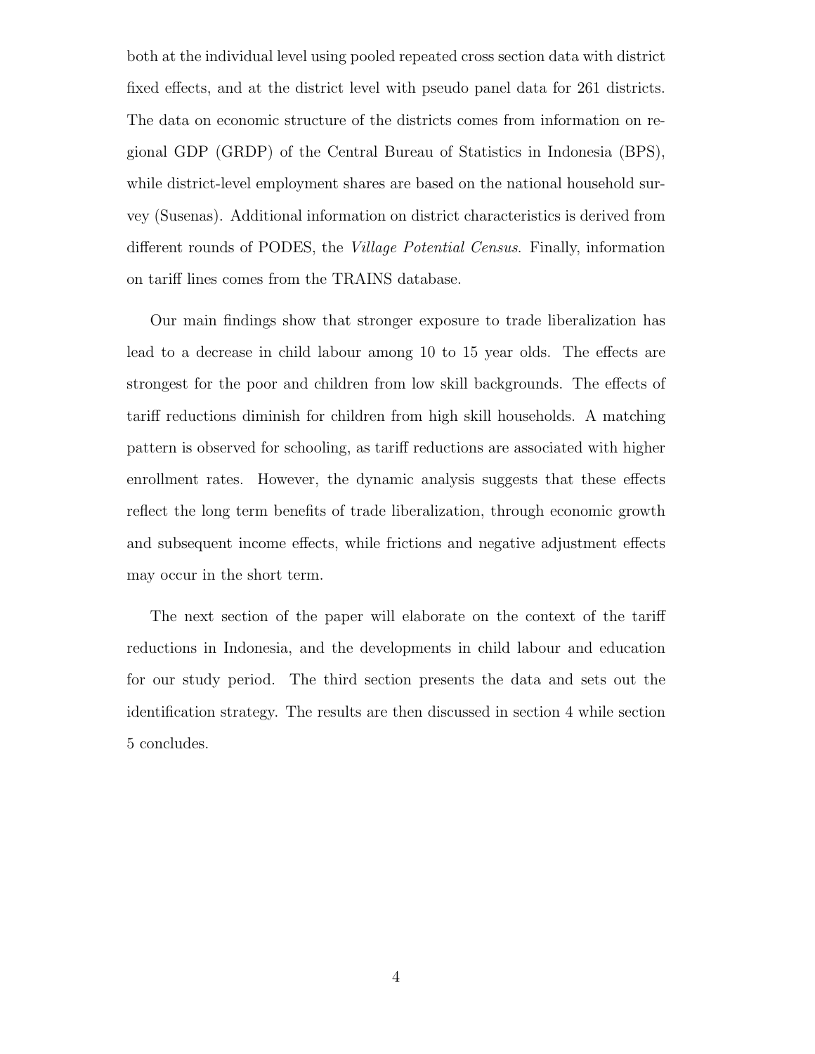both at the individual level using pooled repeated cross section data with district fixed effects, and at the district level with pseudo panel data for 261 districts. The data on economic structure of the districts comes from information on regional GDP (GRDP) of the Central Bureau of Statistics in Indonesia (BPS), while district-level employment shares are based on the national household survey (Susenas). Additional information on district characteristics is derived from different rounds of PODES, the *Village Potential Census*. Finally, information on tariff lines comes from the TRAINS database.

Our main findings show that stronger exposure to trade liberalization has lead to a decrease in child labour among 10 to 15 year olds. The effects are strongest for the poor and children from low skill backgrounds. The effects of tariff reductions diminish for children from high skill households. A matching pattern is observed for schooling, as tariff reductions are associated with higher enrollment rates. However, the dynamic analysis suggests that these effects reflect the long term benefits of trade liberalization, through economic growth and subsequent income effects, while frictions and negative adjustment effects may occur in the short term.

The next section of the paper will elaborate on the context of the tariff reductions in Indonesia, and the developments in child labour and education for our study period. The third section presents the data and sets out the identification strategy. The results are then discussed in section 4 while section 5 concludes.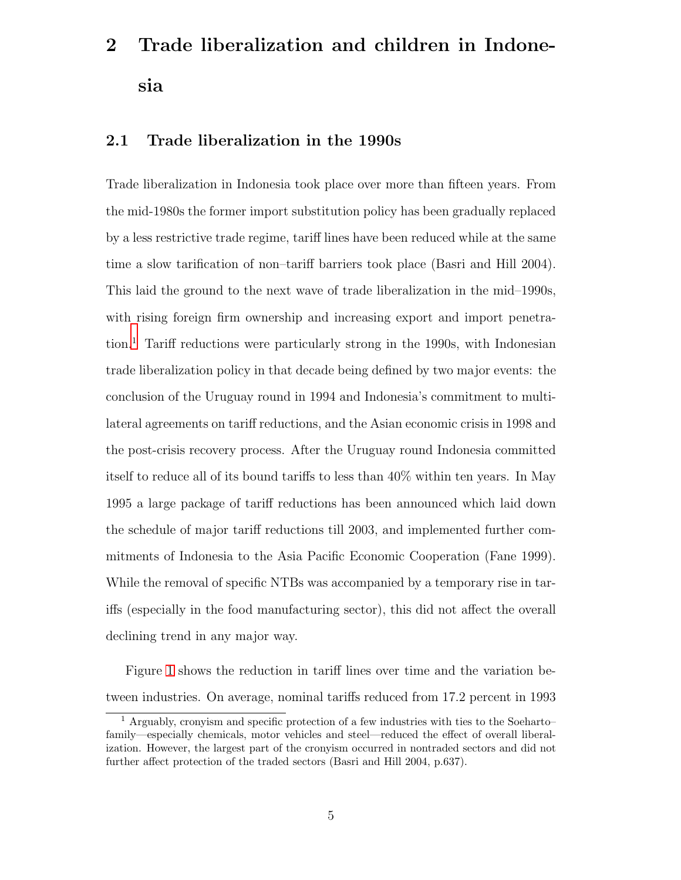## 2 Trade liberalization and children in Indonesia

### 2.1 Trade liberalization in the 1990s

Trade liberalization in Indonesia took place over more than fifteen years. From the mid-1980s the former import substitution policy has been gradually replaced by a less restrictive trade regime, tariff lines have been reduced while at the same time a slow tarification of non–tariff barriers took place (Basri and Hill 2004). This laid the ground to the next wave of trade liberalization in the mid–1990s, with rising foreign firm ownership and increasing export and import penetration.[1] Tariff reductions were particularly strong in the 1990s, with Indonesian trade liberalization policy in that decade being defined by two major events: the conclusion of the Uruguay round in 1994 and Indonesia's commitment to multilateral agreements on tariff reductions, and the Asian economic crisis in 1998 and the post-crisis recovery process. After the Uruguay round Indonesia committed itself to reduce all of its bound tariffs to less than 40% within ten years. In May 1995 a large package of tariff reductions has been announced which laid down the schedule of major tariff reductions till 2003, and implemented further commitments of Indonesia to the Asia Pacific Economic Cooperation (Fane 1999). While the removal of specific NTBs was accompanied by a temporary rise in tariffs (especially in the food manufacturing sector), this did not affect the overall declining trend in any major way.

Figure 1 shows the reduction in tariff lines over time and the variation between industries. On average, nominal tariffs reduced from 17.2 percent in 1993

[1] Arguably, cronyism and specific protection of a few industries with ties to the Soeharto–family—especially chemicals, motor vehicles and steel—reduced the effect of overall liberalization. However, the largest part of the cronyism occurred in nontraded sectors and did not further affect protection of the traded sectors (Basri and Hill 2004, p.637).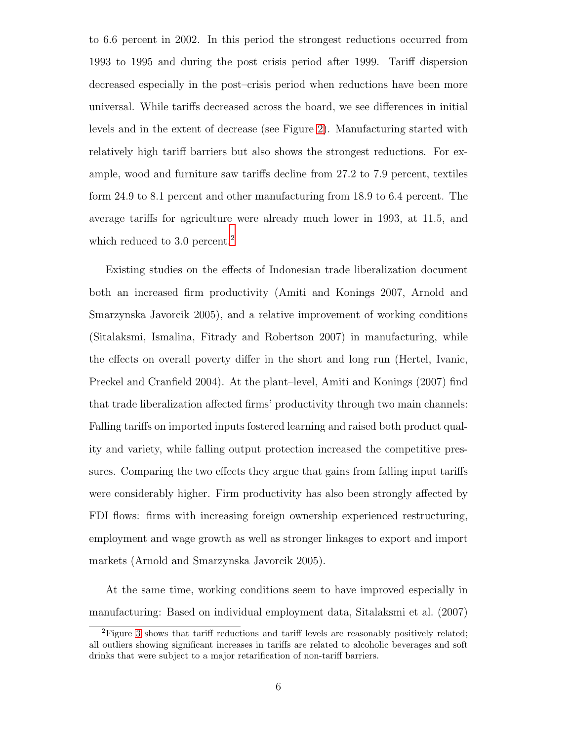to 6.6 percent in 2002. In this period the strongest reductions occurred from 1993 to 1995 and during the post crisis period after 1999. Tariff dispersion decreased especially in the post–crisis period when reductions have been more universal. While tariffs decreased across the board, we see differences in initial levels and in the extent of decrease (see Figure 2). Manufacturing started with relatively high tariff barriers but also shows the strongest reductions. For example, wood and furniture saw tariffs decline from 27.2 to 7.9 percent, textiles form 24.9 to 8.1 percent and other manufacturing from 18.9 to 6.4 percent. The average tariffs for agriculture were already much lower in 1993, at 11.5, and which reduced to 3.0 percent.[2]

Existing studies on the effects of Indonesian trade liberalization document both an increased firm productivity (Amiti and Konings 2007, Arnold and Smarzynska Javorcik 2005), and a relative improvement of working conditions (Sitalaksmi, Ismalina, Fitrady and Robertson 2007) in manufacturing, while the effects on overall poverty differ in the short and long run (Hertel, Ivanic, Preckel and Cranfield 2004). At the plant–level, Amiti and Konings (2007) find that trade liberalization affected firms' productivity through two main channels: Falling tariffs on imported inputs fostered learning and raised both product quality and variety, while falling output protection increased the competitive pressures. Comparing the two effects they argue that gains from falling input tariffs were considerably higher. Firm productivity has also been strongly affected by FDI flows: firms with increasing foreign ownership experienced restructuring, employment and wage growth as well as stronger linkages to export and import markets (Arnold and Smarzynska Javorcik 2005).

At the same time, working conditions seem to have improved especially in manufacturing: Based on individual employment data, Sitalaksmi et al. (2007)

[2] Figure 3 shows that tariff reductions and tariff levels are reasonably positively related; all outliers showing significant increases in tariffs are related to alcoholic beverages and soft drinks that were subject to a major retarification of non-tariff barriers.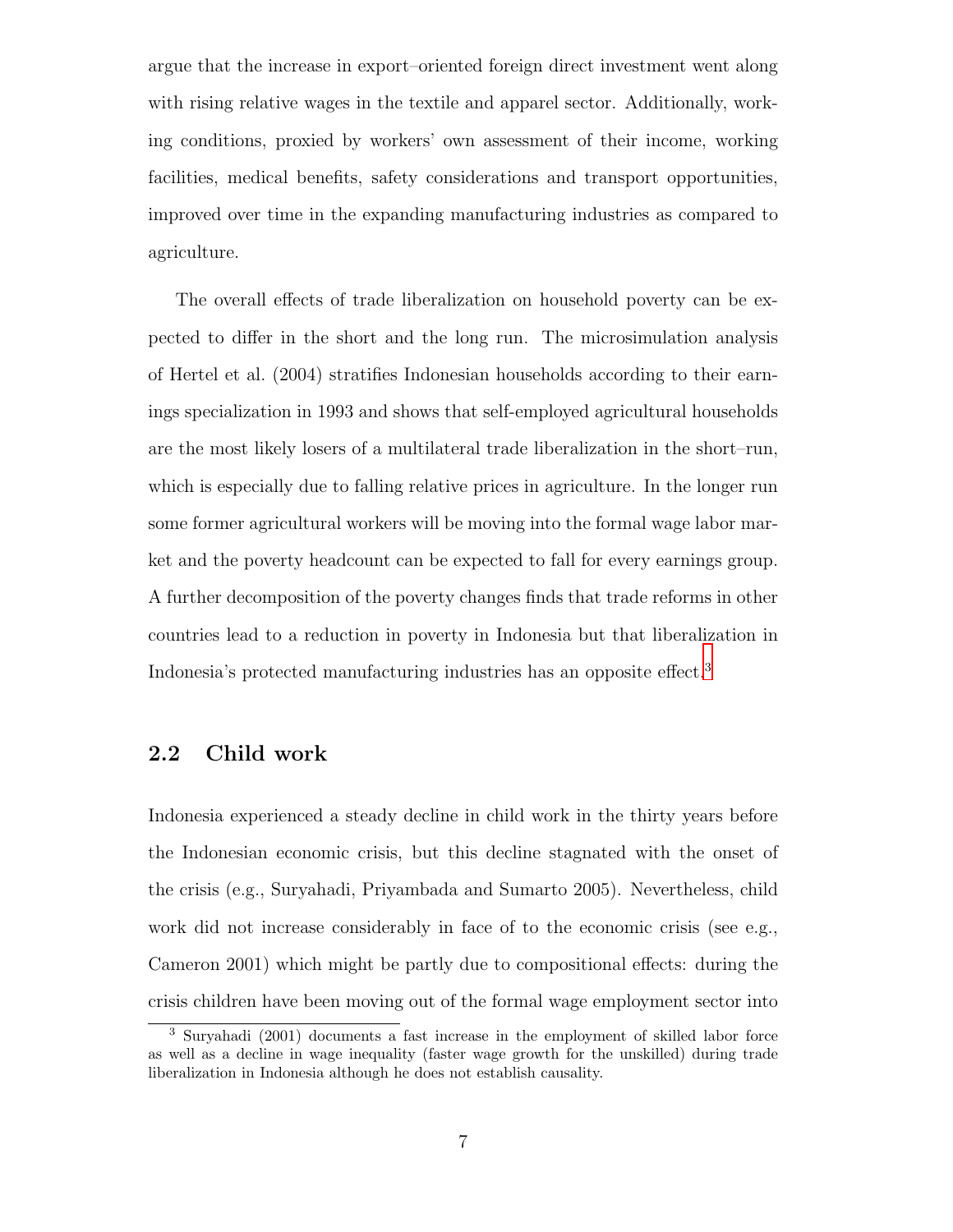argue that the increase in export–oriented foreign direct investment went along with rising relative wages in the textile and apparel sector. Additionally, working conditions, proxied by workers' own assessment of their income, working facilities, medical benefits, safety considerations and transport opportunities, improved over time in the expanding manufacturing industries as compared to agriculture.

The overall effects of trade liberalization on household poverty can be expected to differ in the short and the long run. The microsimulation analysis of Hertel et al. (2004) stratifies Indonesian households according to their earnings specialization in 1993 and shows that self-employed agricultural households are the most likely losers of a multilateral trade liberalization in the short–run, which is especially due to falling relative prices in agriculture. In the longer run some former agricultural workers will be moving into the formal wage labor market and the poverty headcount can be expected to fall for every earnings group. A further decomposition of the poverty changes finds that trade reforms in other countries lead to a reduction in poverty in Indonesia but that liberalization in Indonesia's protected manufacturing industries has an opposite effect.[3]

## 2.2 Child work

Indonesia experienced a steady decline in child work in the thirty years before the Indonesian economic crisis, but this decline stagnated with the onset of the crisis (e.g., Suryahadi, Priyambada and Sumarto 2005). Nevertheless, child work did not increase considerably in face of to the economic crisis (see e.g., Cameron 2001) which might be partly due to compositional effects: during the crisis children have been moving out of the formal wage employment sector into

[3] Suryahadi (2001) documents a fast increase in the employment of skilled labor force as well as a decline in wage inequality (faster wage growth for the unskilled) during trade liberalization in Indonesia although he does not establish causality.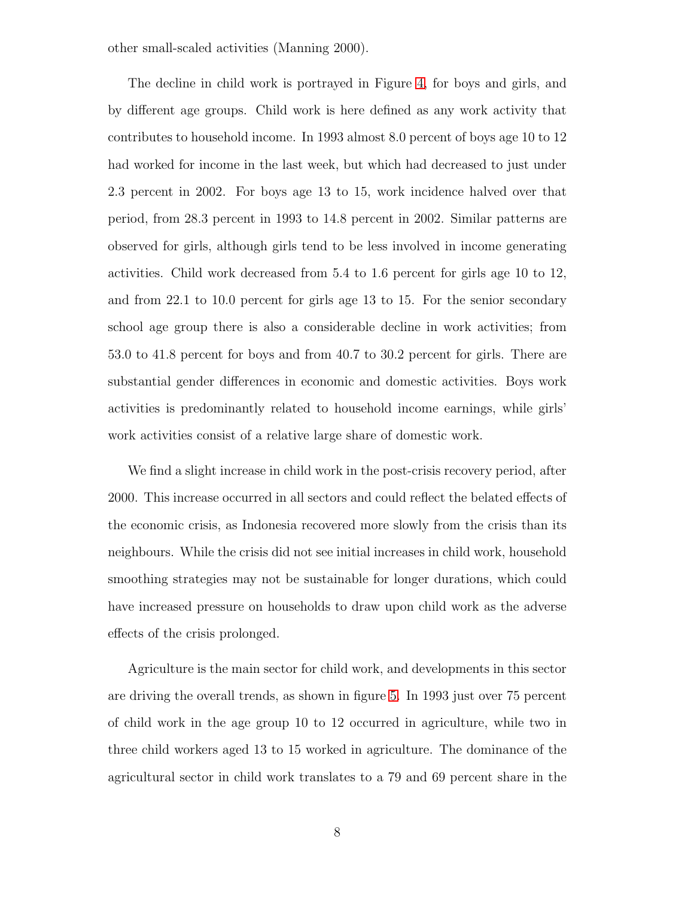other small-scaled activities (Manning 2000).

The decline in child work is portrayed in Figure 4, for boys and girls, and by different age groups. Child work is here defined as any work activity that contributes to household income. In 1993 almost 8.0 percent of boys age 10 to 12 had worked for income in the last week, but which had decreased to just under 2.3 percent in 2002. For boys age 13 to 15, work incidence halved over that period, from 28.3 percent in 1993 to 14.8 percent in 2002. Similar patterns are observed for girls, although girls tend to be less involved in income generating activities. Child work decreased from 5.4 to 1.6 percent for girls age 10 to 12, and from 22.1 to 10.0 percent for girls age 13 to 15. For the senior secondary school age group there is also a considerable decline in work activities; from 53.0 to 41.8 percent for boys and from 40.7 to 30.2 percent for girls. There are substantial gender differences in economic and domestic activities. Boys work activities is predominantly related to household income earnings, while girls' work activities consist of a relative large share of domestic work.

We find a slight increase in child work in the post-crisis recovery period, after 2000. This increase occurred in all sectors and could reflect the belated effects of the economic crisis, as Indonesia recovered more slowly from the crisis than its neighbours. While the crisis did not see initial increases in child work, household smoothing strategies may not be sustainable for longer durations, which could have increased pressure on households to draw upon child work as the adverse effects of the crisis prolonged.

Agriculture is the main sector for child work, and developments in this sector are driving the overall trends, as shown in figure 5. In 1993 just over 75 percent of child work in the age group 10 to 12 occurred in agriculture, while two in three child workers aged 13 to 15 worked in agriculture. The dominance of the agricultural sector in child work translates to a 79 and 69 percent share in the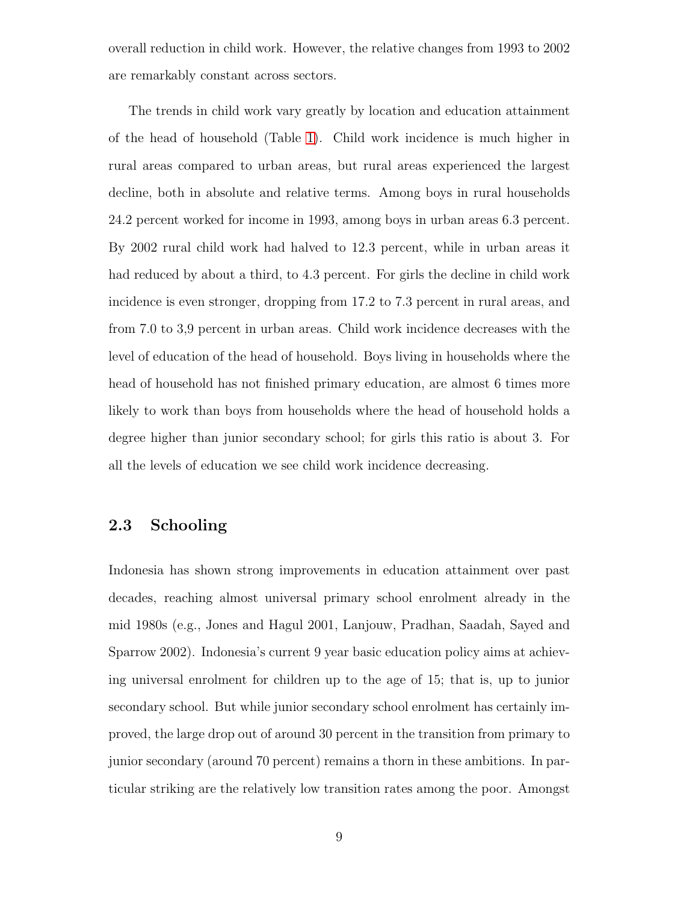overall reduction in child work. However, the relative changes from 1993 to 2002 are remarkably constant across sectors.

The trends in child work vary greatly by location and education attainment of the head of household (Table 1). Child work incidence is much higher in rural areas compared to urban areas, but rural areas experienced the largest decline, both in absolute and relative terms. Among boys in rural households 24.2 percent worked for income in 1993, among boys in urban areas 6.3 percent. By 2002 rural child work had halved to 12.3 percent, while in urban areas it had reduced by about a third, to 4.3 percent. For girls the decline in child work incidence is even stronger, dropping from 17.2 to 7.3 percent in rural areas, and from 7.0 to 3,9 percent in urban areas. Child work incidence decreases with the level of education of the head of household. Boys living in households where the head of household has not finished primary education, are almost 6 times more likely to work than boys from households where the head of household holds a degree higher than junior secondary school; for girls this ratio is about 3. For all the levels of education we see child work incidence decreasing.

## 2.3 Schooling

Indonesia has shown strong improvements in education attainment over past decades, reaching almost universal primary school enrolment already in the mid 1980s (e.g., Jones and Hagul 2001, Lanjouw, Pradhan, Saadah, Sayed and Sparrow 2002). Indonesia's current 9 year basic education policy aims at achieving universal enrolment for children up to the age of 15; that is, up to junior secondary school. But while junior secondary school enrolment has certainly improved, the large drop out of around 30 percent in the transition from primary to junior secondary (around 70 percent) remains a thorn in these ambitions. In particular striking are the relatively low transition rates among the poor. Amongst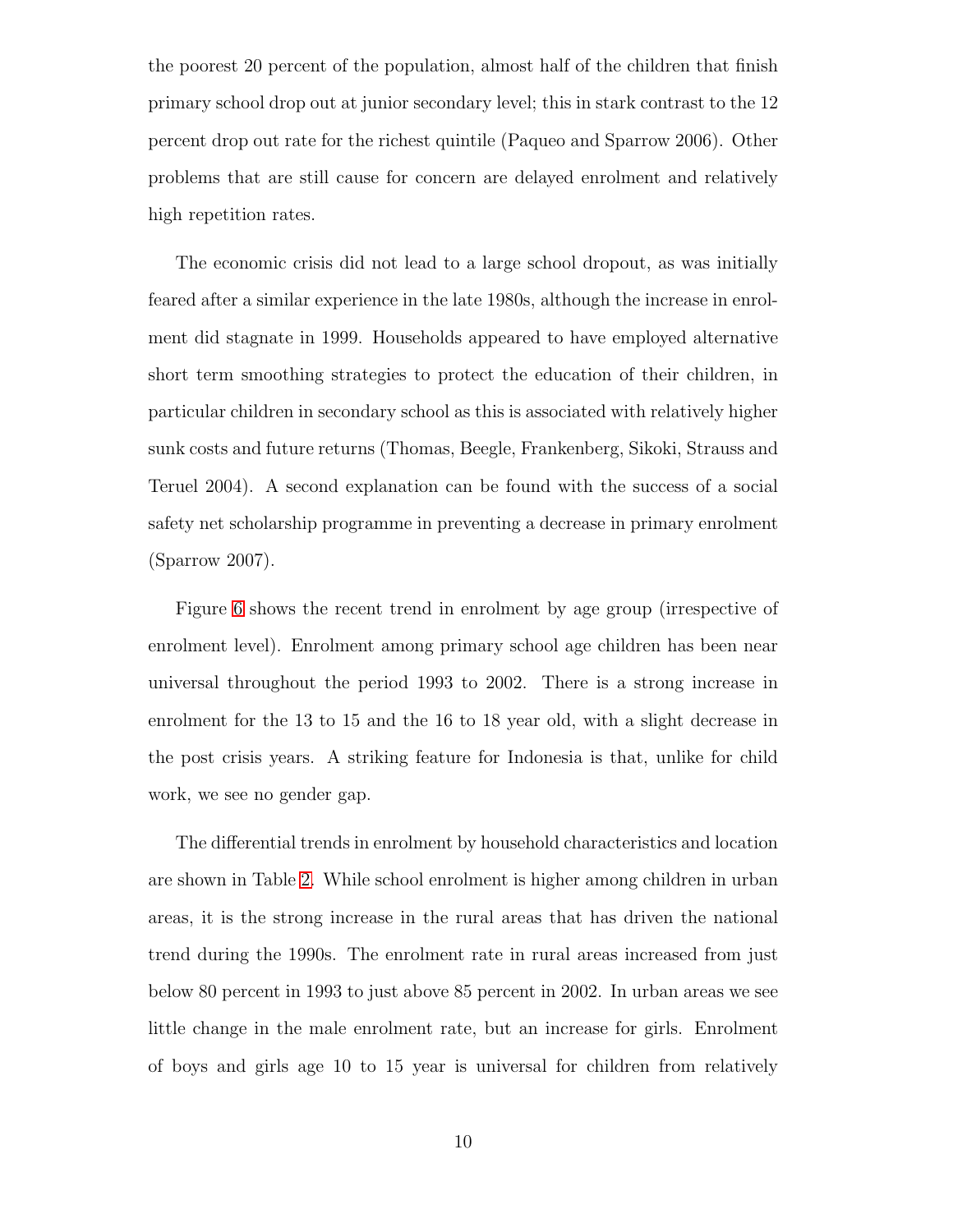the poorest 20 percent of the population, almost half of the children that finish primary school drop out at junior secondary level; this in stark contrast to the 12 percent drop out rate for the richest quintile (Paqueo and Sparrow 2006). Other problems that are still cause for concern are delayed enrolment and relatively high repetition rates.

The economic crisis did not lead to a large school dropout, as was initially feared after a similar experience in the late 1980s, although the increase in enrolment did stagnate in 1999. Households appeared to have employed alternative short term smoothing strategies to protect the education of their children, in particular children in secondary school as this is associated with relatively higher sunk costs and future returns (Thomas, Beegle, Frankenberg, Sikoki, Strauss and Teruel 2004). A second explanation can be found with the success of a social safety net scholarship programme in preventing a decrease in primary enrolment (Sparrow 2007).

Figure 6 shows the recent trend in enrolment by age group (irrespective of enrolment level). Enrolment among primary school age children has been near universal throughout the period 1993 to 2002. There is a strong increase in enrolment for the 13 to 15 and the 16 to 18 year old, with a slight decrease in the post crisis years. A striking feature for Indonesia is that, unlike for child work, we see no gender gap.

The differential trends in enrolment by household characteristics and location are shown in Table 2. While school enrolment is higher among children in urban areas, it is the strong increase in the rural areas that has driven the national trend during the 1990s. The enrolment rate in rural areas increased from just below 80 percent in 1993 to just above 85 percent in 2002. In urban areas we see little change in the male enrolment rate, but an increase for girls. Enrolment of boys and girls age 10 to 15 year is universal for children from relatively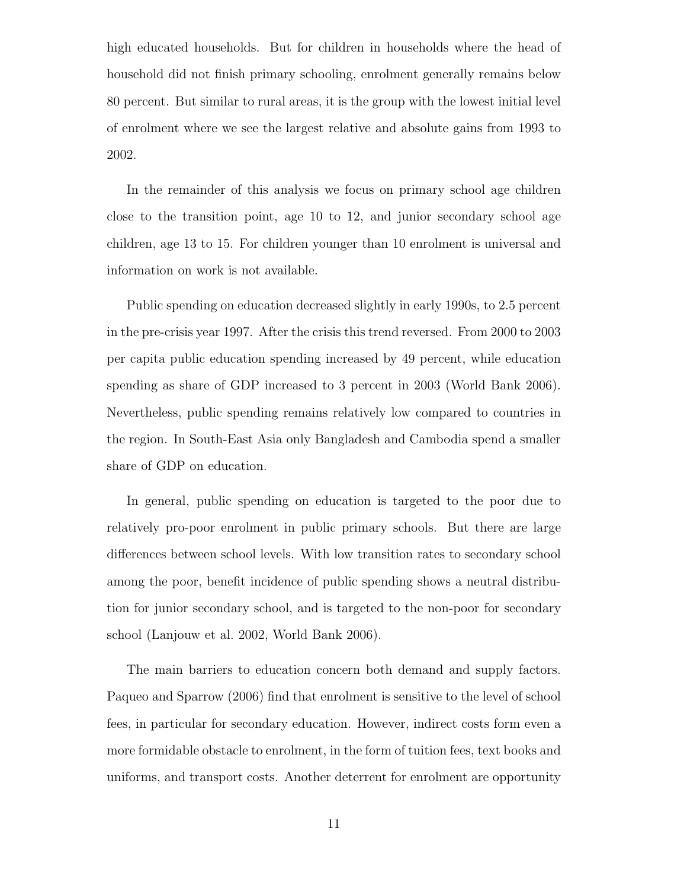high educated households. But for children in households where the head of household did not finish primary schooling, enrolment generally remains below 80 percent. But similar to rural areas, it is the group with the lowest initial level of enrolment where we see the largest relative and absolute gains from 1993 to 2002.

In the remainder of this analysis we focus on primary school age children close to the transition point, age 10 to 12, and junior secondary school age children, age 13 to 15. For children younger than 10 enrolment is universal and information on work is not available.

Public spending on education decreased slightly in early 1990s, to 2.5 percent in the pre-crisis year 1997. After the crisis this trend reversed. From 2000 to 2003 per capita public education spending increased by 49 percent, while education spending as share of GDP increased to 3 percent in 2003 (World Bank 2006). Nevertheless, public spending remains relatively low compared to countries in the region. In South-East Asia only Bangladesh and Cambodia spend a smaller share of GDP on education.

In general, public spending on education is targeted to the poor due to relatively pro-poor enrolment in public primary schools. But there are large differences between school levels. With low transition rates to secondary school among the poor, benefit incidence of public spending shows a neutral distribution for junior secondary school, and is targeted to the non-poor for secondary school (Lanjouw et al. 2002, World Bank 2006).

The main barriers to education concern both demand and supply factors. Paqueo and Sparrow (2006) find that enrolment is sensitive to the level of school fees, in particular for secondary education. However, indirect costs form even a more formidable obstacle to enrolment, in the form of tuition fees, text books and uniforms, and transport costs. Another deterrent for enrolment are opportunity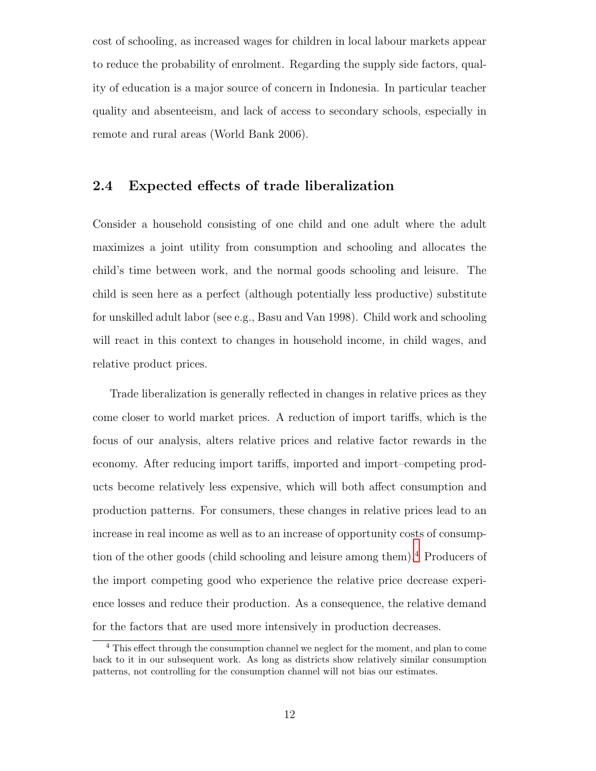cost of schooling, as increased wages for children in local labour markets appear to reduce the probability of enrolment. Regarding the supply side factors, quality of education is a major source of concern in Indonesia. In particular teacher quality and absenteeism, and lack of access to secondary schools, especially in remote and rural areas (World Bank 2006).

### 2.4 Expected effects of trade liberalization

Consider a household consisting of one child and one adult where the adult maximizes a joint utility from consumption and schooling and allocates the child's time between work, and the normal goods schooling and leisure. The child is seen here as a perfect (although potentially less productive) substitute for unskilled adult labor (see e.g., Basu and Van 1998). Child work and schooling will react in this context to changes in household income, in child wages, and relative product prices.

Trade liberalization is generally reflected in changes in relative prices as they come closer to world market prices. A reduction of import tariffs, which is the focus of our analysis, alters relative prices and relative factor rewards in the economy. After reducing import tariffs, imported and import–competing products become relatively less expensive, which will both affect consumption and production patterns. For consumers, these changes in relative prices lead to an increase in real income as well as to an increase of opportunity costs of consumption of the other goods (child schooling and leisure among them).[4] Producers of the import competing good who experience the relative price decrease experience losses and reduce their production. As a consequence, the relative demand for the factors that are used more intensively in production decreases.

[4] This effect through the consumption channel we neglect for the moment, and plan to come back to it in our subsequent work. As long as districts show relatively similar consumption patterns, not controlling for the consumption channel will not bias our estimates.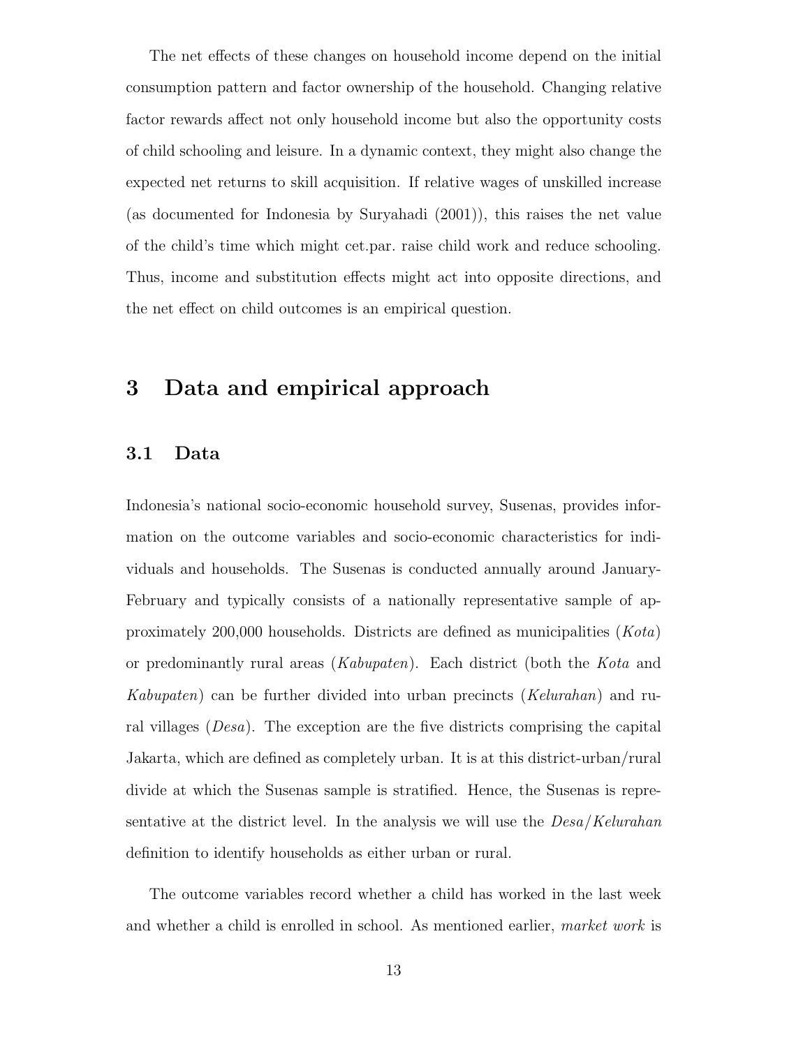The net effects of these changes on household income depend on the initial consumption pattern and factor ownership of the household. Changing relative factor rewards affect not only household income but also the opportunity costs of child schooling and leisure. In a dynamic context, they might also change the expected net returns to skill acquisition. If relative wages of unskilled increase (as documented for Indonesia by Suryahadi (2001)), this raises the net value of the child's time which might cet.par. raise child work and reduce schooling. Thus, income and substitution effects might act into opposite directions, and the net effect on child outcomes is an empirical question.

# 3 Data and empirical approach

## 3.1 Data

Indonesia's national socio-economic household survey, Susenas, provides information on the outcome variables and socio-economic characteristics for individuals and households. The Susenas is conducted annually around January-February and typically consists of a nationally representative sample of approximately 200,000 households. Districts are defined as municipalities (*Kota*) or predominantly rural areas (*Kabupaten*). Each district (both the *Kota* and *Kabupaten*) can be further divided into urban precincts (*Kelurahan*) and rural villages (*Desa*). The exception are the five districts comprising the capital Jakarta, which are defined as completely urban. It is at this district-urban/rural divide at which the Susenas sample is stratified. Hence, the Susenas is representative at the district level. In the analysis we will use the *Desa*/*Kelurahan* definition to identify households as either urban or rural.

The outcome variables record whether a child has worked in the last week and whether a child is enrolled in school. As mentioned earlier, *market work* is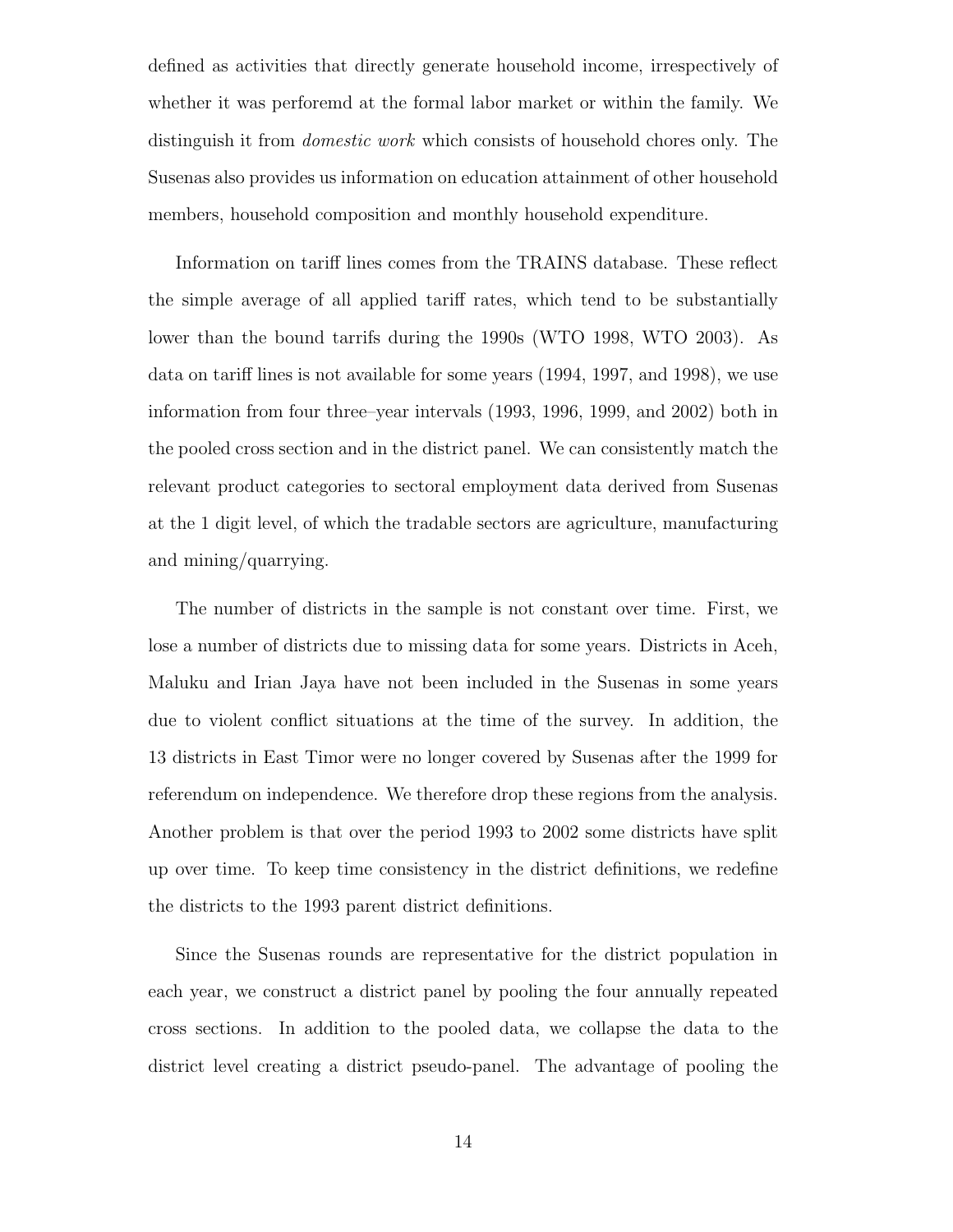defined as activities that directly generate household income, irrespectively of whether it was perforemd at the formal labor market or within the family. We distinguish it from *domestic work* which consists of household chores only. The Susenas also provides us information on education attainment of other household members, household composition and monthly household expenditure.

Information on tariff lines comes from the TRAINS database. These reflect the simple average of all applied tariff rates, which tend to be substantially lower than the bound tarrifs during the 1990s (WTO 1998, WTO 2003). As data on tariff lines is not available for some years (1994, 1997, and 1998), we use information from four three–year intervals (1993, 1996, 1999, and 2002) both in the pooled cross section and in the district panel. We can consistently match the relevant product categories to sectoral employment data derived from Susenas at the 1 digit level, of which the tradable sectors are agriculture, manufacturing and mining/quarrying.

The number of districts in the sample is not constant over time. First, we lose a number of districts due to missing data for some years. Districts in Aceh, Maluku and Irian Jaya have not been included in the Susenas in some years due to violent conflict situations at the time of the survey. In addition, the 13 districts in East Timor were no longer covered by Susenas after the 1999 for referendum on independence. We therefore drop these regions from the analysis. Another problem is that over the period 1993 to 2002 some districts have split up over time. To keep time consistency in the district definitions, we redefine the districts to the 1993 parent district definitions.

Since the Susenas rounds are representative for the district population in each year, we construct a district panel by pooling the four annually repeated cross sections. In addition to the pooled data, we collapse the data to the district level creating a district pseudo-panel. The advantage of pooling the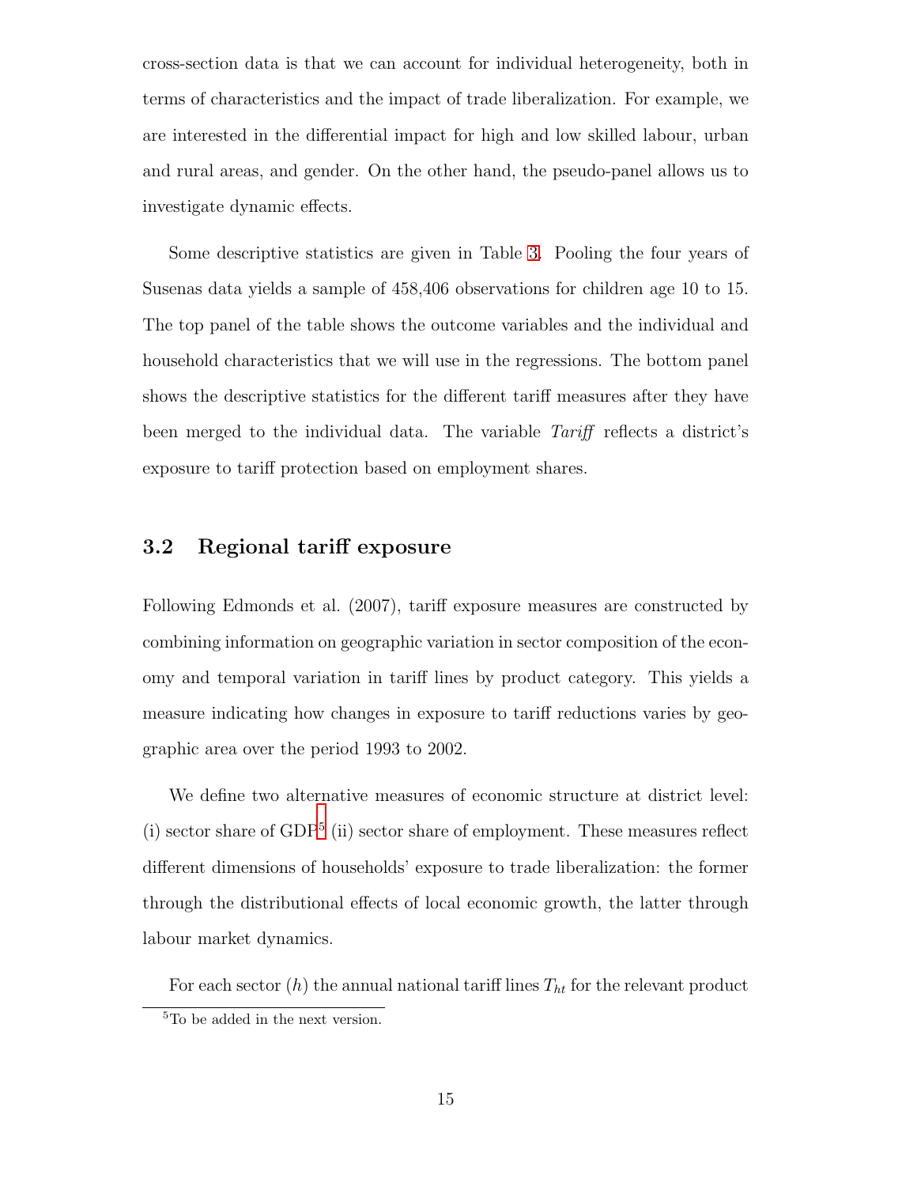cross-section data is that we can account for individual heterogeneity, both in terms of characteristics and the impact of trade liberalization. For example, we are interested in the differential impact for high and low skilled labour, urban and rural areas, and gender. On the other hand, the pseudo-panel allows us to investigate dynamic effects.

Some descriptive statistics are given in Table 3. Pooling the four years of Susenas data yields a sample of 458,406 observations for children age 10 to 15. The top panel of the table shows the outcome variables and the individual and household characteristics that we will use in the regressions. The bottom panel shows the descriptive statistics for the different tariff measures after they have been merged to the individual data. The variable *Tariff* reflects a district's exposure to tariff protection based on employment shares.

## 3.2 Regional tariff exposure

Following Edmonds et al. (2007), tariff exposure measures are constructed by combining information on geographic variation in sector composition of the economy and temporal variation in tariff lines by product category. This yields a measure indicating how changes in exposure to tariff reductions varies by geographic area over the period 1993 to 2002.

We define two alternative measures of economic structure at district level: (i) sector share of GDP[5] (ii) sector share of employment. These measures reflect different dimensions of households' exposure to trade liberalization: the former through the distributional effects of local economic growth, the latter through labour market dynamics.

For each sector ($h$) the annual national tariff lines $T_{ht}$ for the relevant product

[5] To be added in the next version.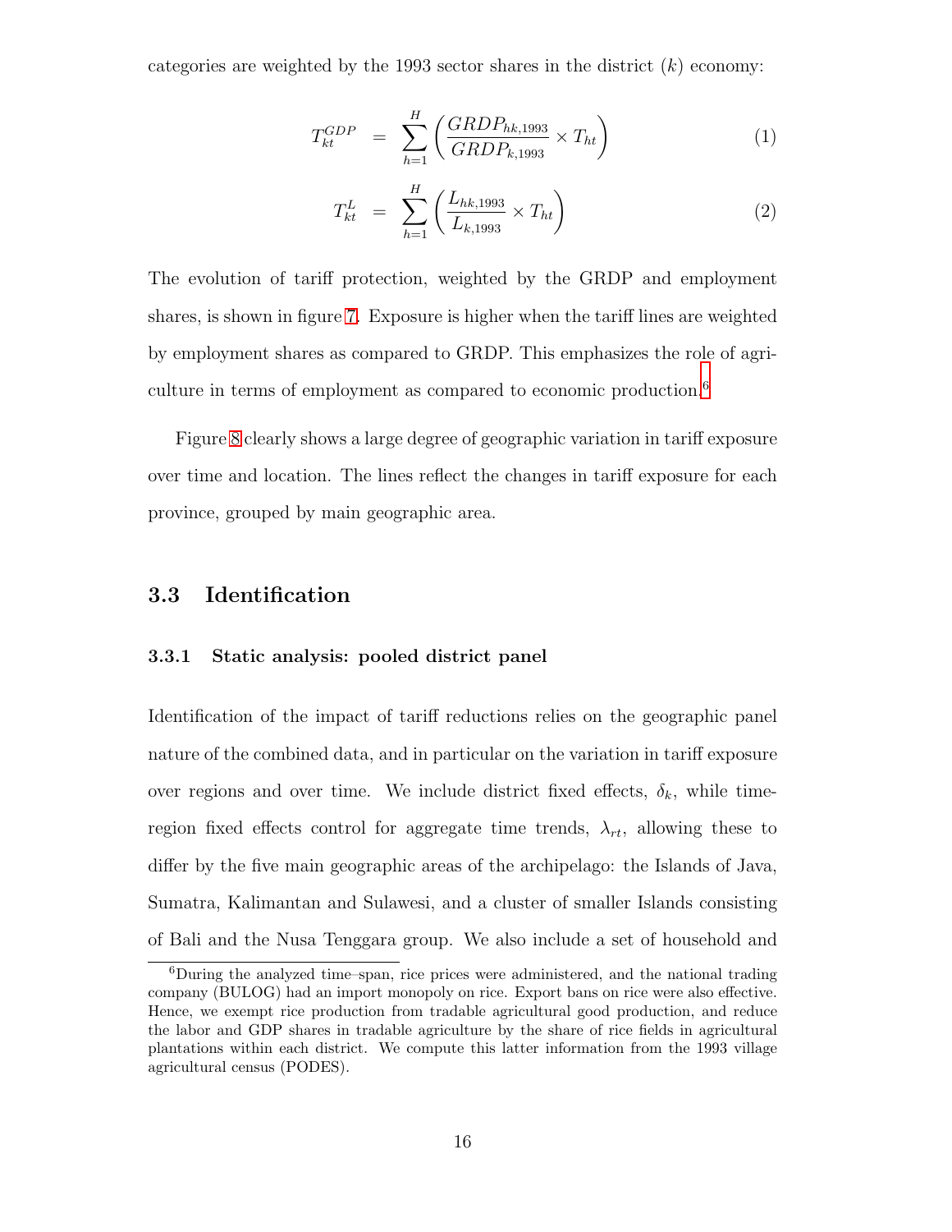categories are weighted by the 1993 sector shares in the district ($k$) economy:

$$T_{kt}^{GDP} = \sum_{h=1}^{H} \left( \frac{GRDP_{hk,1993}}{GRDP_{k,1993}} \times T_{ht} \right) \tag{1}$$

$$T_{kt}^{L} = \sum_{h=1}^{H} \left( \frac{L_{hk,1993}}{L_{k,1993}} \times T_{ht} \right) \tag{2}$$

The evolution of tariff protection, weighted by the GRDP and employment shares, is shown in figure 7. Exposure is higher when the tariff lines are weighted by employment shares as compared to GRDP. This emphasizes the role of agriculture in terms of employment as compared to economic production.[6]

Figure 8 clearly shows a large degree of geographic variation in tariff exposure over time and location. The lines reflect the changes in tariff exposure for each province, grouped by main geographic area.

## 3.3 Identification

### 3.3.1 Static analysis: pooled district panel

Identification of the impact of tariff reductions relies on the geographic panel nature of the combined data, and in particular on the variation in tariff exposure over regions and over time. We include district fixed effects, $\delta_k$, while time-region fixed effects control for aggregate time trends, $\lambda_{rt}$, allowing these to differ by the five main geographic areas of the archipelago: the Islands of Java, Sumatra, Kalimantan and Sulawesi, and a cluster of smaller Islands consisting of Bali and the Nusa Tenggara group. We also include a set of household and

[6] During the analyzed time–span, rice prices were administered, and the national trading company (BULOG) had an import monopoly on rice. Export bans on rice were also effective. Hence, we exempt rice production from tradable agricultural good production, and reduce the labor and GDP shares in tradable agriculture by the share of rice fields in agricultural plantations within each district. We compute this latter information from the 1993 village agricultural census (PODES).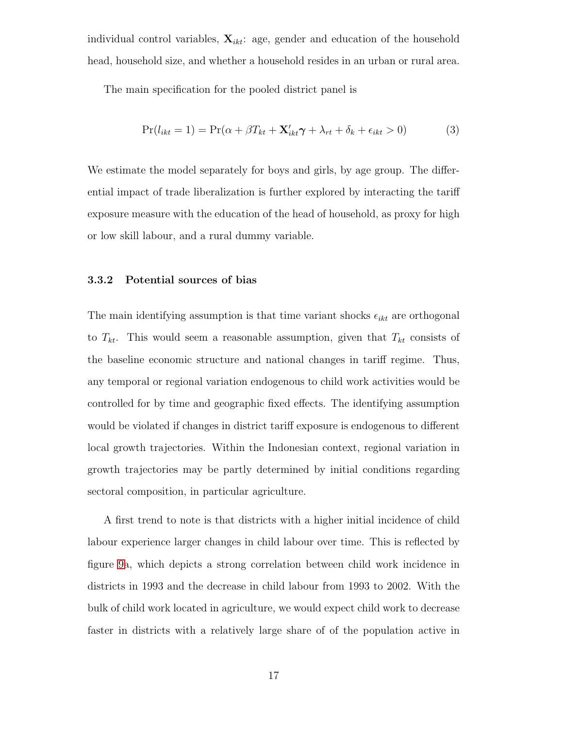individual control variables, $\mathbf{X}_{ikt}$: age, gender and education of the household head, household size, and whether a household resides in an urban or rural area.

The main specification for the pooled district panel is

$$\Pr(l_{ikt} = 1) = \Pr(\alpha + \beta T_{kt} + \mathbf{X}'_{ikt}\boldsymbol{\gamma} + \lambda_{rt} + \delta_k + \epsilon_{ikt} > 0) \tag{3}$$

We estimate the model separately for boys and girls, by age group. The differential impact of trade liberalization is further explored by interacting the tariff exposure measure with the education of the head of household, as proxy for high or low skill labour, and a rural dummy variable.

### 3.3.2 Potential sources of bias

The main identifying assumption is that time variant shocks $\epsilon_{ikt}$ are orthogonal to $T_{kt}$. This would seem a reasonable assumption, given that $T_{kt}$ consists of the baseline economic structure and national changes in tariff regime. Thus, any temporal or regional variation endogenous to child work activities would be controlled for by time and geographic fixed effects. The identifying assumption would be violated if changes in district tariff exposure is endogenous to different local growth trajectories. Within the Indonesian context, regional variation in growth trajectories may be partly determined by initial conditions regarding sectoral composition, in particular agriculture.

A first trend to note is that districts with a higher initial incidence of child labour experience larger changes in child labour over time. This is reflected by figure 9a, which depicts a strong correlation between child work incidence in districts in 1993 and the decrease in child labour from 1993 to 2002. With the bulk of child work located in agriculture, we would expect child work to decrease faster in districts with a relatively large share of of the population active in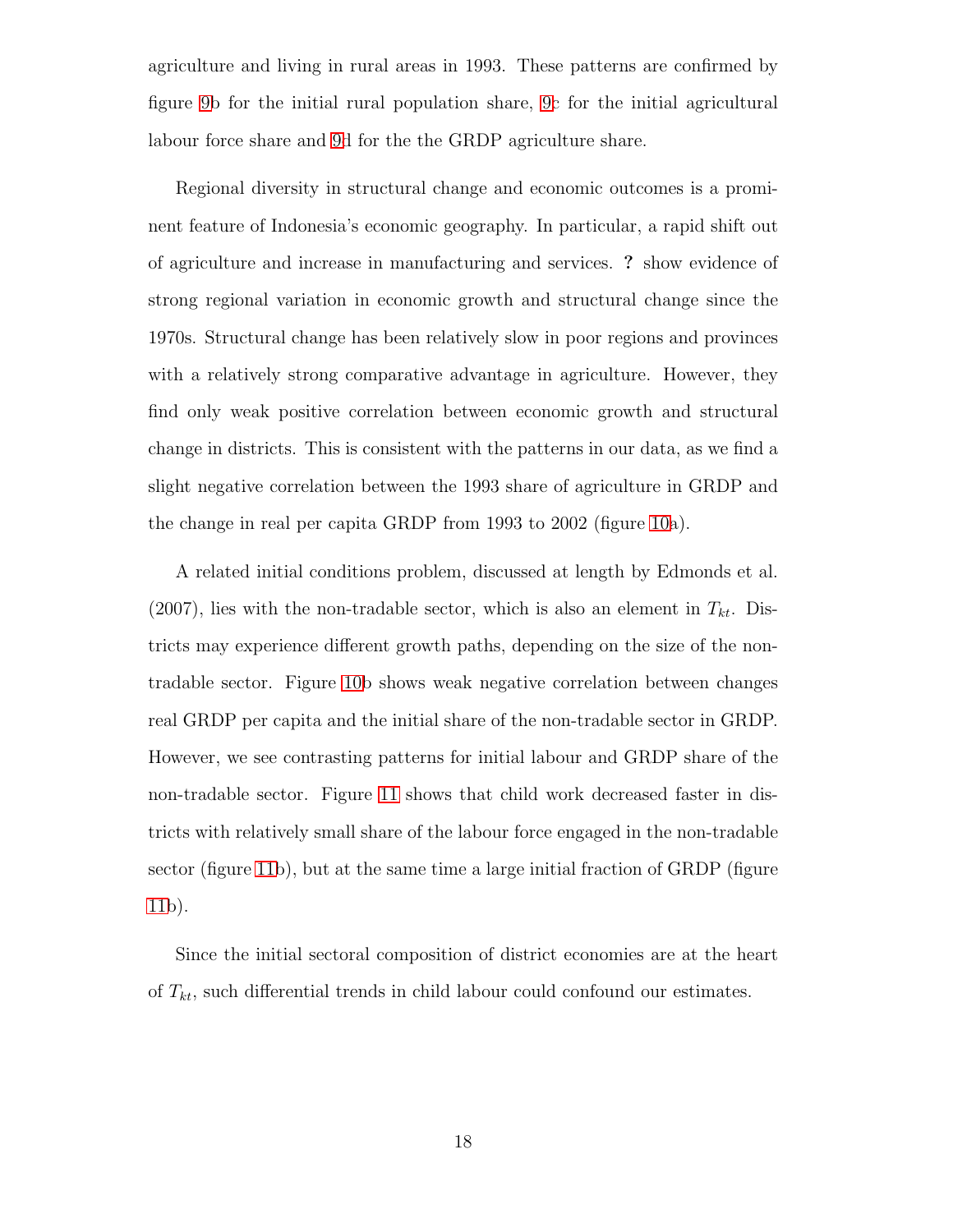agriculture and living in rural areas in 1993. These patterns are confirmed by figure 9b for the initial rural population share, 9c for the initial agricultural labour force share and 9d for the the GRDP agriculture share.

Regional diversity in structural change and economic outcomes is a prominent feature of Indonesia's economic geography. In particular, a rapid shift out of agriculture and increase in manufacturing and services. **?** show evidence of strong regional variation in economic growth and structural change since the 1970s. Structural change has been relatively slow in poor regions and provinces with a relatively strong comparative advantage in agriculture. However, they find only weak positive correlation between economic growth and structural change in districts. This is consistent with the patterns in our data, as we find a slight negative correlation between the 1993 share of agriculture in GRDP and the change in real per capita GRDP from 1993 to 2002 (figure 10a).

A related initial conditions problem, discussed at length by Edmonds et al. (2007), lies with the non-tradable sector, which is also an element in $T_{kt}$. Districts may experience different growth paths, depending on the size of the non-tradable sector. Figure 10b shows weak negative correlation between changes real GRDP per capita and the initial share of the non-tradable sector in GRDP. However, we see contrasting patterns for initial labour and GRDP share of the non-tradable sector. Figure 11 shows that child work decreased faster in districts with relatively small share of the labour force engaged in the non-tradable sector (figure 11b), but at the same time a large initial fraction of GRDP (figure 11b).

Since the initial sectoral composition of district economies are at the heart of $T_{kt}$, such differential trends in child labour could confound our estimates.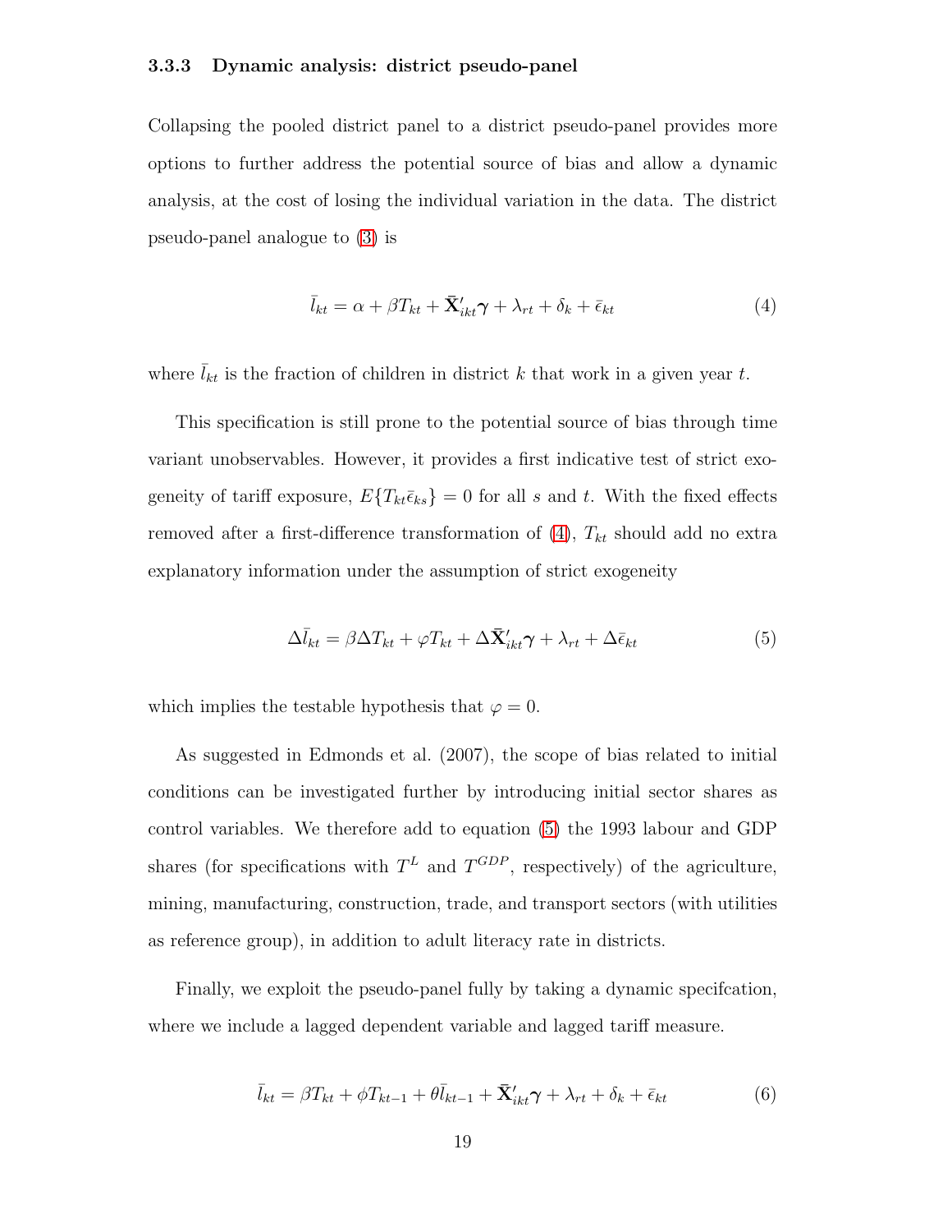#### 3.3.3 Dynamic analysis: district pseudo-panel

Collapsing the pooled district panel to a district pseudo-panel provides more options to further address the potential source of bias and allow a dynamic analysis, at the cost of losing the individual variation in the data. The district pseudo-panel analogue to (3) is

$$\bar{l}_{kt} = \alpha + \beta T_{kt} + \bar{\mathbf{X}}'_{ikt}\boldsymbol{\gamma} + \lambda_{rt} + \delta_k + \bar{\epsilon}_{kt} \tag{4}$$

where $\bar{l}_{kt}$ is the fraction of children in district $k$ that work in a given year $t$.

This specification is still prone to the potential source of bias through time variant unobservables. However, it provides a first indicative test of strict exogeneity of tariff exposure, $E\{T_{kt}\bar{\epsilon}_{ks}\} = 0$ for all $s$ and $t$. With the fixed effects removed after a first-difference transformation of (4), $T_{kt}$ should add no extra explanatory information under the assumption of strict exogeneity

$$\Delta\bar{l}_{kt} = \beta\Delta T_{kt} + \varphi T_{kt} + \Delta\bar{\mathbf{X}}'_{ikt}\boldsymbol{\gamma} + \lambda_{rt} + \Delta\bar{\epsilon}_{kt} \tag{5}$$

which implies the testable hypothesis that $\varphi = 0$.

As suggested in Edmonds et al. (2007), the scope of bias related to initial conditions can be investigated further by introducing initial sector shares as control variables. We therefore add to equation (5) the 1993 labour and GDP shares (for specifications with $T^L$ and $T^{GDP}$, respectively) of the agriculture, mining, manufacturing, construction, trade, and transport sectors (with utilities as reference group), in addition to adult literacy rate in districts.

Finally, we exploit the pseudo-panel fully by taking a dynamic specifcation, where we include a lagged dependent variable and lagged tariff measure.

$$\bar{l}_{kt} = \beta T_{kt} + \phi T_{kt-1} + \theta\bar{l}_{kt-1} + \bar{\mathbf{X}}'_{ikt}\boldsymbol{\gamma} + \lambda_{rt} + \delta_k + \bar{\epsilon}_{kt} \tag{6}$$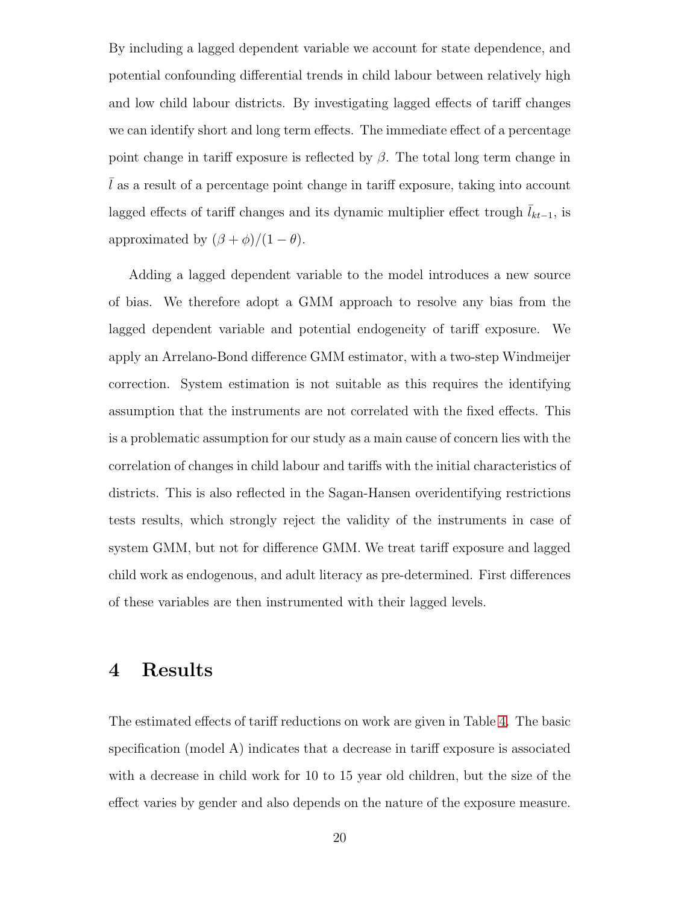By including a lagged dependent variable we account for state dependence, and potential confounding differential trends in child labour between relatively high and low child labour districts. By investigating lagged effects of tariff changes we can identify short and long term effects. The immediate effect of a percentage point change in tariff exposure is reflected by $\beta$. The total long term change in $\bar{l}$ as a result of a percentage point change in tariff exposure, taking into account lagged effects of tariff changes and its dynamic multiplier effect trough $\bar{l}_{kt-1}$, is approximated by $(\beta + \phi)/(1 - \theta)$.

Adding a lagged dependent variable to the model introduces a new source of bias. We therefore adopt a GMM approach to resolve any bias from the lagged dependent variable and potential endogeneity of tariff exposure. We apply an Arrelano-Bond difference GMM estimator, with a two-step Windmeijer correction. System estimation is not suitable as this requires the identifying assumption that the instruments are not correlated with the fixed effects. This is a problematic assumption for our study as a main cause of concern lies with the correlation of changes in child labour and tariffs with the initial characteristics of districts. This is also reflected in the Sagan-Hansen overidentifying restrictions tests results, which strongly reject the validity of the instruments in case of system GMM, but not for difference GMM. We treat tariff exposure and lagged child work as endogenous, and adult literacy as pre-determined. First differences of these variables are then instrumented with their lagged levels.

# 4 Results

The estimated effects of tariff reductions on work are given in Table 4. The basic specification (model A) indicates that a decrease in tariff exposure is associated with a decrease in child work for 10 to 15 year old children, but the size of the effect varies by gender and also depends on the nature of the exposure measure.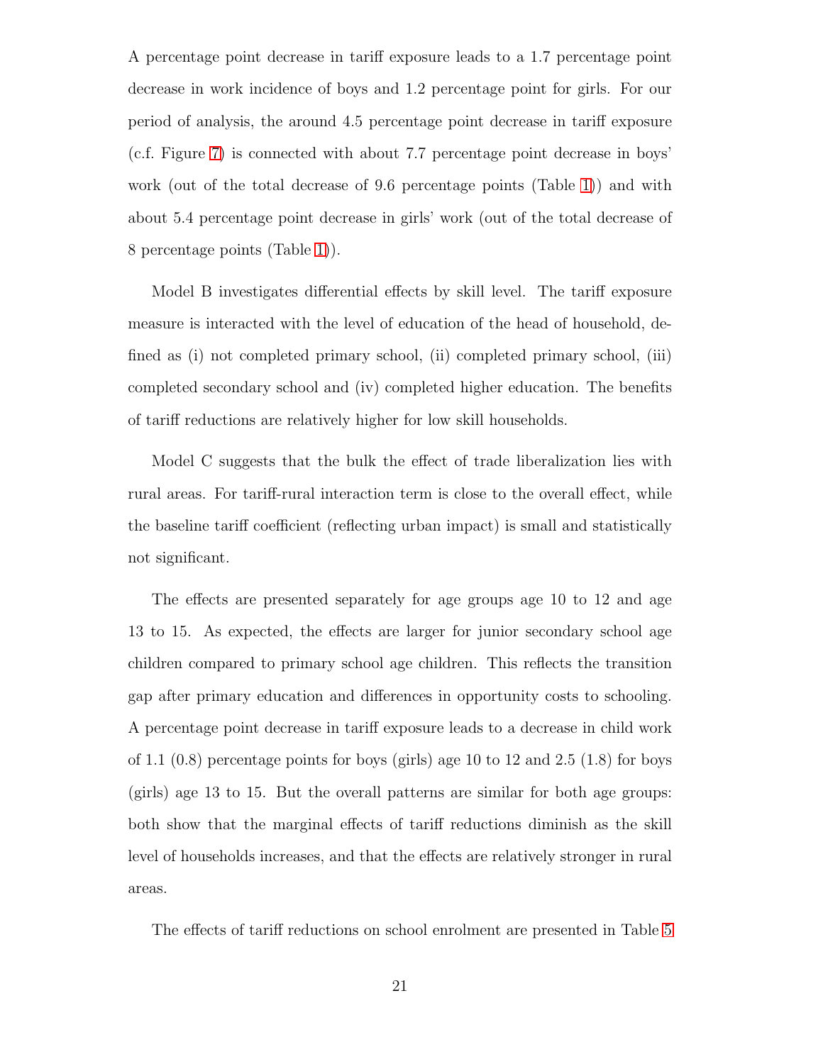A percentage point decrease in tariff exposure leads to a 1.7 percentage point decrease in work incidence of boys and 1.2 percentage point for girls. For our period of analysis, the around 4.5 percentage point decrease in tariff exposure (c.f. Figure 7) is connected with about 7.7 percentage point decrease in boys' work (out of the total decrease of 9.6 percentage points (Table 1)) and with about 5.4 percentage point decrease in girls' work (out of the total decrease of 8 percentage points (Table 1)).

Model B investigates differential effects by skill level. The tariff exposure measure is interacted with the level of education of the head of household, defined as (i) not completed primary school, (ii) completed primary school, (iii) completed secondary school and (iv) completed higher education. The benefits of tariff reductions are relatively higher for low skill households.

Model C suggests that the bulk the effect of trade liberalization lies with rural areas. For tariff-rural interaction term is close to the overall effect, while the baseline tariff coefficient (reflecting urban impact) is small and statistically not significant.

The effects are presented separately for age groups age 10 to 12 and age 13 to 15. As expected, the effects are larger for junior secondary school age children compared to primary school age children. This reflects the transition gap after primary education and differences in opportunity costs to schooling. A percentage point decrease in tariff exposure leads to a decrease in child work of 1.1 (0.8) percentage points for boys (girls) age 10 to 12 and 2.5 (1.8) for boys (girls) age 13 to 15. But the overall patterns are similar for both age groups: both show that the marginal effects of tariff reductions diminish as the skill level of households increases, and that the effects are relatively stronger in rural areas.

The effects of tariff reductions on school enrolment are presented in Table 5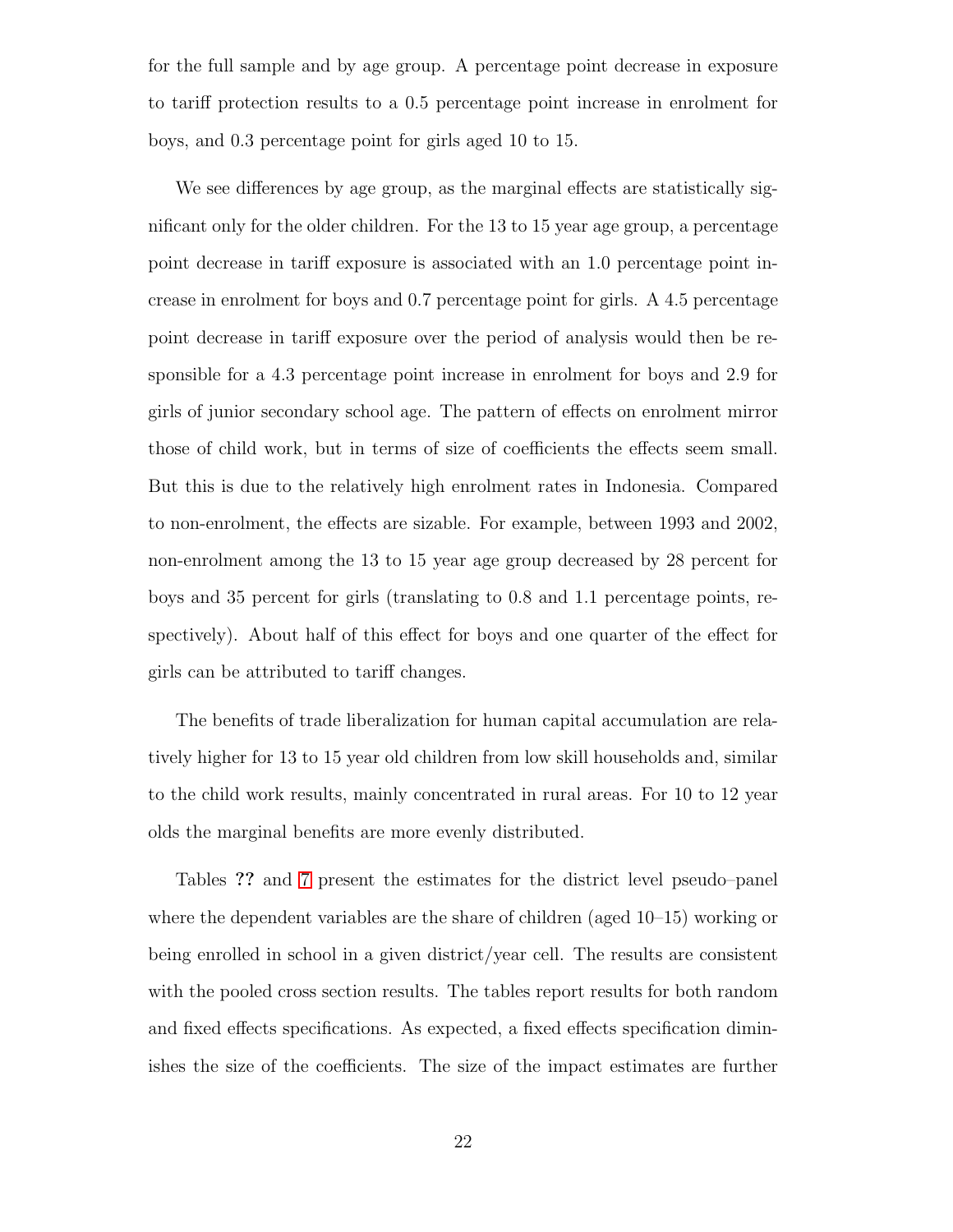for the full sample and by age group. A percentage point decrease in exposure to tariff protection results to a 0.5 percentage point increase in enrolment for boys, and 0.3 percentage point for girls aged 10 to 15.

We see differences by age group, as the marginal effects are statistically significant only for the older children. For the 13 to 15 year age group, a percentage point decrease in tariff exposure is associated with an 1.0 percentage point increase in enrolment for boys and 0.7 percentage point for girls. A 4.5 percentage point decrease in tariff exposure over the period of analysis would then be responsible for a 4.3 percentage point increase in enrolment for boys and 2.9 for girls of junior secondary school age. The pattern of effects on enrolment mirror those of child work, but in terms of size of coefficients the effects seem small. But this is due to the relatively high enrolment rates in Indonesia. Compared to non-enrolment, the effects are sizable. For example, between 1993 and 2002, non-enrolment among the 13 to 15 year age group decreased by 28 percent for boys and 35 percent for girls (translating to 0.8 and 1.1 percentage points, respectively). About half of this effect for boys and one quarter of the effect for girls can be attributed to tariff changes.

The benefits of trade liberalization for human capital accumulation are relatively higher for 13 to 15 year old children from low skill households and, similar to the child work results, mainly concentrated in rural areas. For 10 to 12 year olds the marginal benefits are more evenly distributed.

Tables ?? and 7 present the estimates for the district level pseudo–panel where the dependent variables are the share of children (aged 10–15) working or being enrolled in school in a given district/year cell. The results are consistent with the pooled cross section results. The tables report results for both random and fixed effects specifications. As expected, a fixed effects specification diminishes the size of the coefficients. The size of the impact estimates are further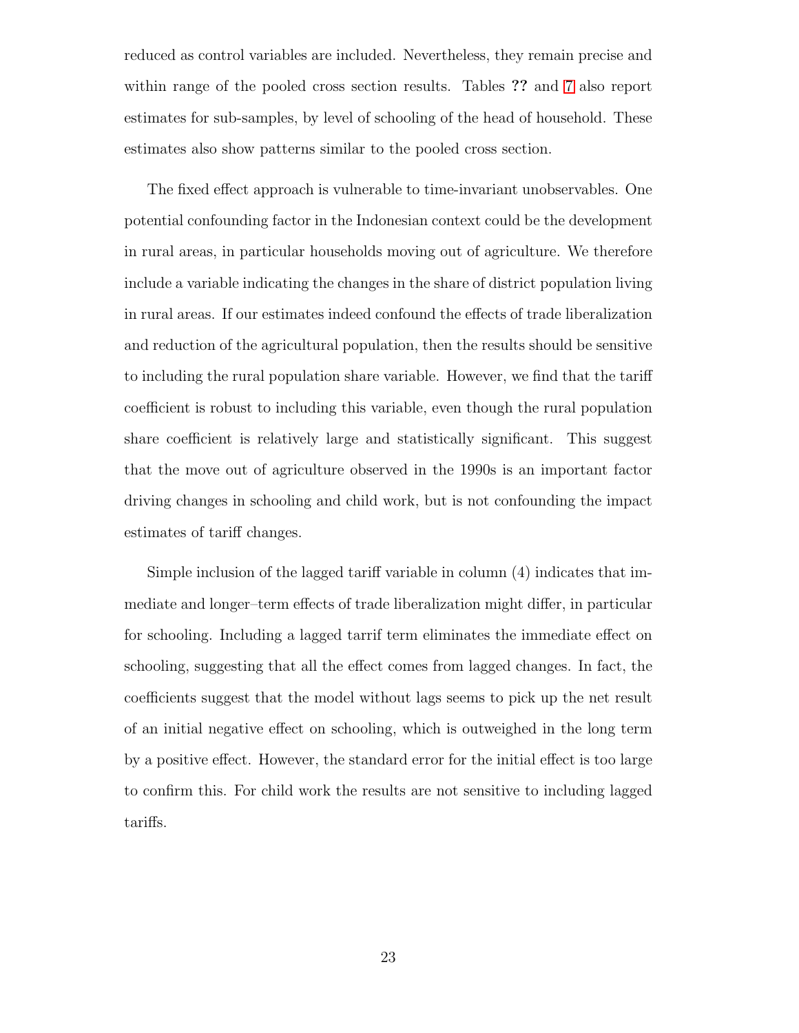reduced as control variables are included. Nevertheless, they remain precise and within range of the pooled cross section results. Tables **??** and 7 also report estimates for sub-samples, by level of schooling of the head of household. These estimates also show patterns similar to the pooled cross section.

The fixed effect approach is vulnerable to time-invariant unobservables. One potential confounding factor in the Indonesian context could be the development in rural areas, in particular households moving out of agriculture. We therefore include a variable indicating the changes in the share of district population living in rural areas. If our estimates indeed confound the effects of trade liberalization and reduction of the agricultural population, then the results should be sensitive to including the rural population share variable. However, we find that the tariff coefficient is robust to including this variable, even though the rural population share coefficient is relatively large and statistically significant. This suggest that the move out of agriculture observed in the 1990s is an important factor driving changes in schooling and child work, but is not confounding the impact estimates of tariff changes.

Simple inclusion of the lagged tariff variable in column (4) indicates that immediate and longer–term effects of trade liberalization might differ, in particular for schooling. Including a lagged tarrif term eliminates the immediate effect on schooling, suggesting that all the effect comes from lagged changes. In fact, the coefficients suggest that the model without lags seems to pick up the net result of an initial negative effect on schooling, which is outweighed in the long term by a positive effect. However, the standard error for the initial effect is too large to confirm this. For child work the results are not sensitive to including lagged tariffs.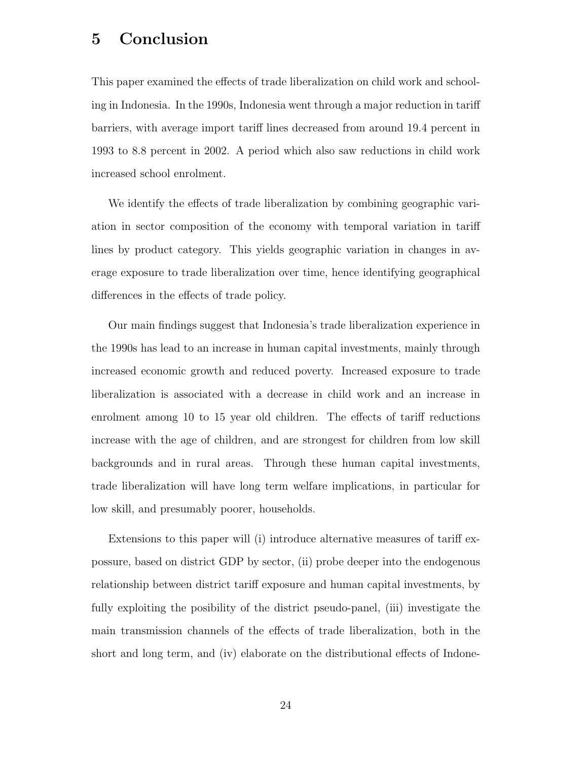# 5 Conclusion

This paper examined the effects of trade liberalization on child work and schooling in Indonesia. In the 1990s, Indonesia went through a major reduction in tariff barriers, with average import tariff lines decreased from around 19.4 percent in 1993 to 8.8 percent in 2002. A period which also saw reductions in child work increased school enrolment.

We identify the effects of trade liberalization by combining geographic variation in sector composition of the economy with temporal variation in tariff lines by product category. This yields geographic variation in changes in average exposure to trade liberalization over time, hence identifying geographical differences in the effects of trade policy.

Our main findings suggest that Indonesia's trade liberalization experience in the 1990s has lead to an increase in human capital investments, mainly through increased economic growth and reduced poverty. Increased exposure to trade liberalization is associated with a decrease in child work and an increase in enrolment among 10 to 15 year old children. The effects of tariff reductions increase with the age of children, and are strongest for children from low skill backgrounds and in rural areas. Through these human capital investments, trade liberalization will have long term welfare implications, in particular for low skill, and presumably poorer, households.

Extensions to this paper will (i) introduce alternative measures of tariff expossure, based on district GDP by sector, (ii) probe deeper into the endogenous relationship between district tariff exposure and human capital investments, by fully exploiting the posibility of the district pseudo-panel, (iii) investigate the main transmission channels of the effects of trade liberalization, both in the short and long term, and (iv) elaborate on the distributional effects of Indone-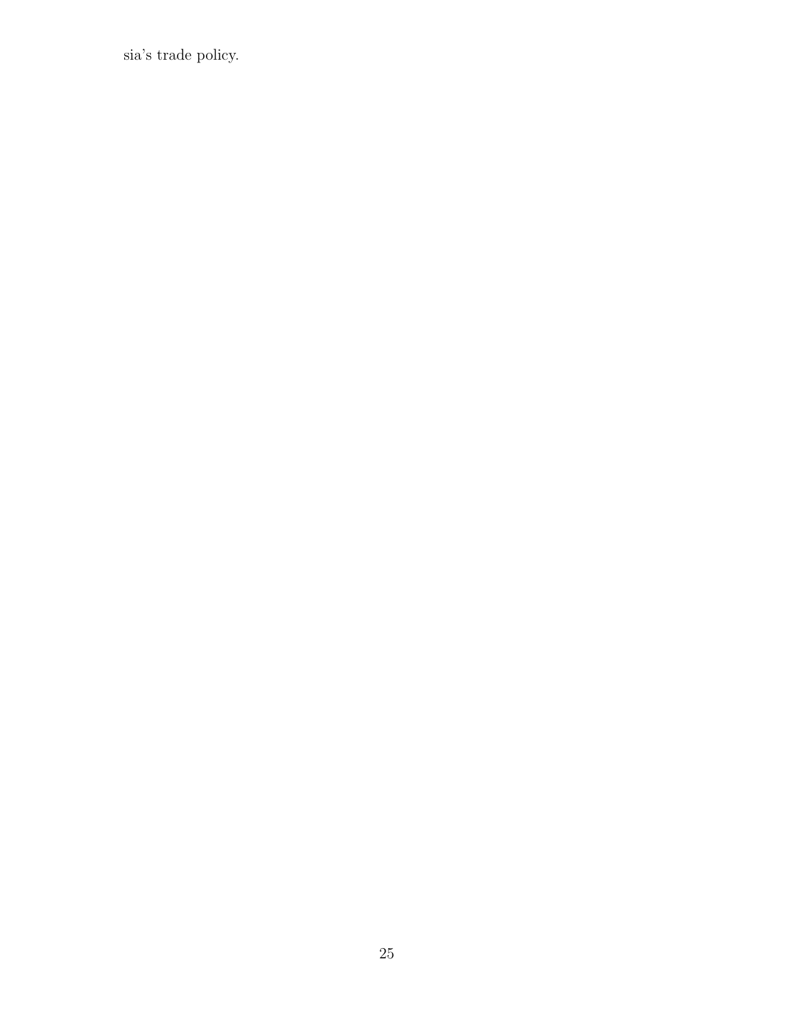sia's trade policy.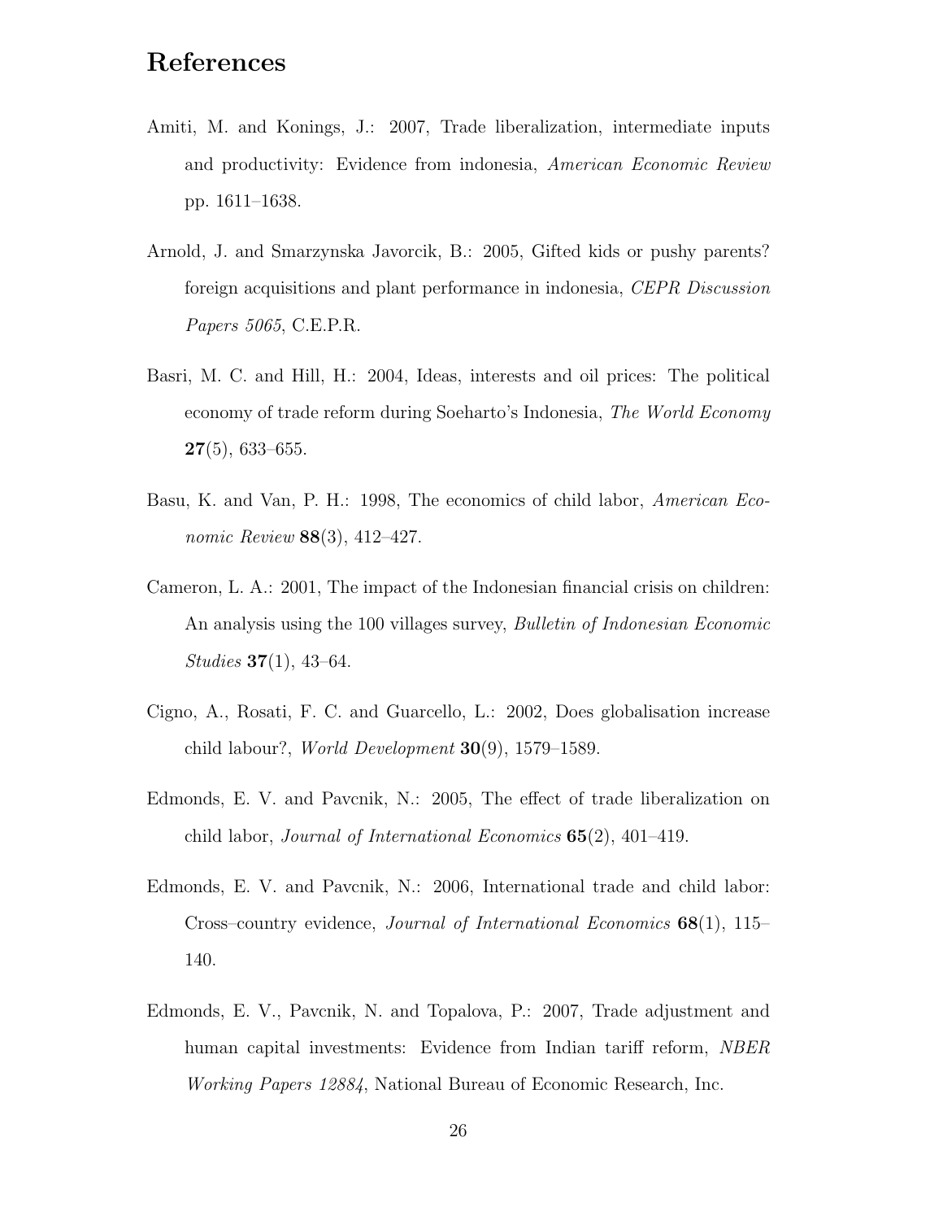# References

Amiti, M. and Konings, J.: 2007, Trade liberalization, intermediate inputs and productivity: Evidence from indonesia, *American Economic Review* pp. 1611–1638.

Arnold, J. and Smarzynska Javorcik, B.: 2005, Gifted kids or pushy parents? foreign acquisitions and plant performance in indonesia, *CEPR Discussion Papers 5065*, C.E.P.R.

Basri, M. C. and Hill, H.: 2004, Ideas, interests and oil prices: The political economy of trade reform during Soeharto's Indonesia, *The World Economy* **27**(5), 633–655.

Basu, K. and Van, P. H.: 1998, The economics of child labor, *American Economic Review* **88**(3), 412–427.

Cameron, L. A.: 2001, The impact of the Indonesian financial crisis on children: An analysis using the 100 villages survey, *Bulletin of Indonesian Economic Studies* **37**(1), 43–64.

Cigno, A., Rosati, F. C. and Guarcello, L.: 2002, Does globalisation increase child labour?, *World Development* **30**(9), 1579–1589.

Edmonds, E. V. and Pavcnik, N.: 2005, The effect of trade liberalization on child labor, *Journal of International Economics* **65**(2), 401–419.

Edmonds, E. V. and Pavcnik, N.: 2006, International trade and child labor: Cross–country evidence, *Journal of International Economics* **68**(1), 115–140.

Edmonds, E. V., Pavcnik, N. and Topalova, P.: 2007, Trade adjustment and human capital investments: Evidence from Indian tariff reform, *NBER Working Papers 12884*, National Bureau of Economic Research, Inc.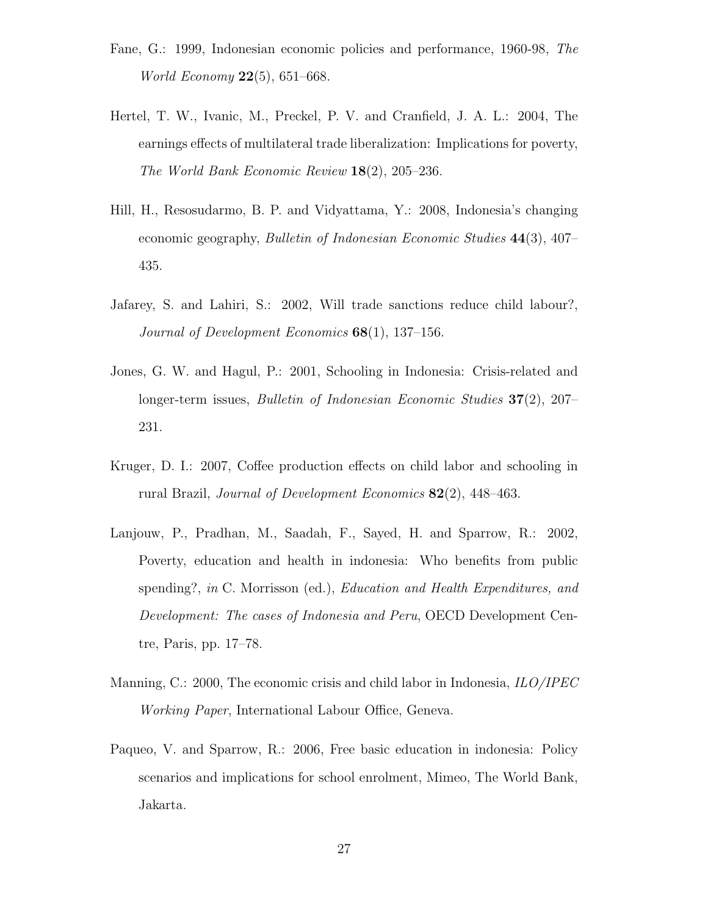Fane, G.: 1999, Indonesian economic policies and performance, 1960-98, *The World Economy* **22**(5), 651–668.

Hertel, T. W., Ivanic, M., Preckel, P. V. and Cranfield, J. A. L.: 2004, The earnings effects of multilateral trade liberalization: Implications for poverty, *The World Bank Economic Review* **18**(2), 205–236.

Hill, H., Resosudarmo, B. P. and Vidyattama, Y.: 2008, Indonesia's changing economic geography, *Bulletin of Indonesian Economic Studies* **44**(3), 407–435.

Jafarey, S. and Lahiri, S.: 2002, Will trade sanctions reduce child labour?, *Journal of Development Economics* **68**(1), 137–156.

Jones, G. W. and Hagul, P.: 2001, Schooling in Indonesia: Crisis-related and longer-term issues, *Bulletin of Indonesian Economic Studies* **37**(2), 207–231.

Kruger, D. I.: 2007, Coffee production effects on child labor and schooling in rural Brazil, *Journal of Development Economics* **82**(2), 448–463.

Lanjouw, P., Pradhan, M., Saadah, F., Sayed, H. and Sparrow, R.: 2002, Poverty, education and health in indonesia: Who benefits from public spending?, *in* C. Morrisson (ed.), *Education and Health Expenditures, and Development: The cases of Indonesia and Peru*, OECD Development Centre, Paris, pp. 17–78.

Manning, C.: 2000, The economic crisis and child labor in Indonesia, *ILO/IPEC Working Paper*, International Labour Office, Geneva.

Paqueo, V. and Sparrow, R.: 2006, Free basic education in indonesia: Policy scenarios and implications for school enrolment, Mimeo, The World Bank, Jakarta.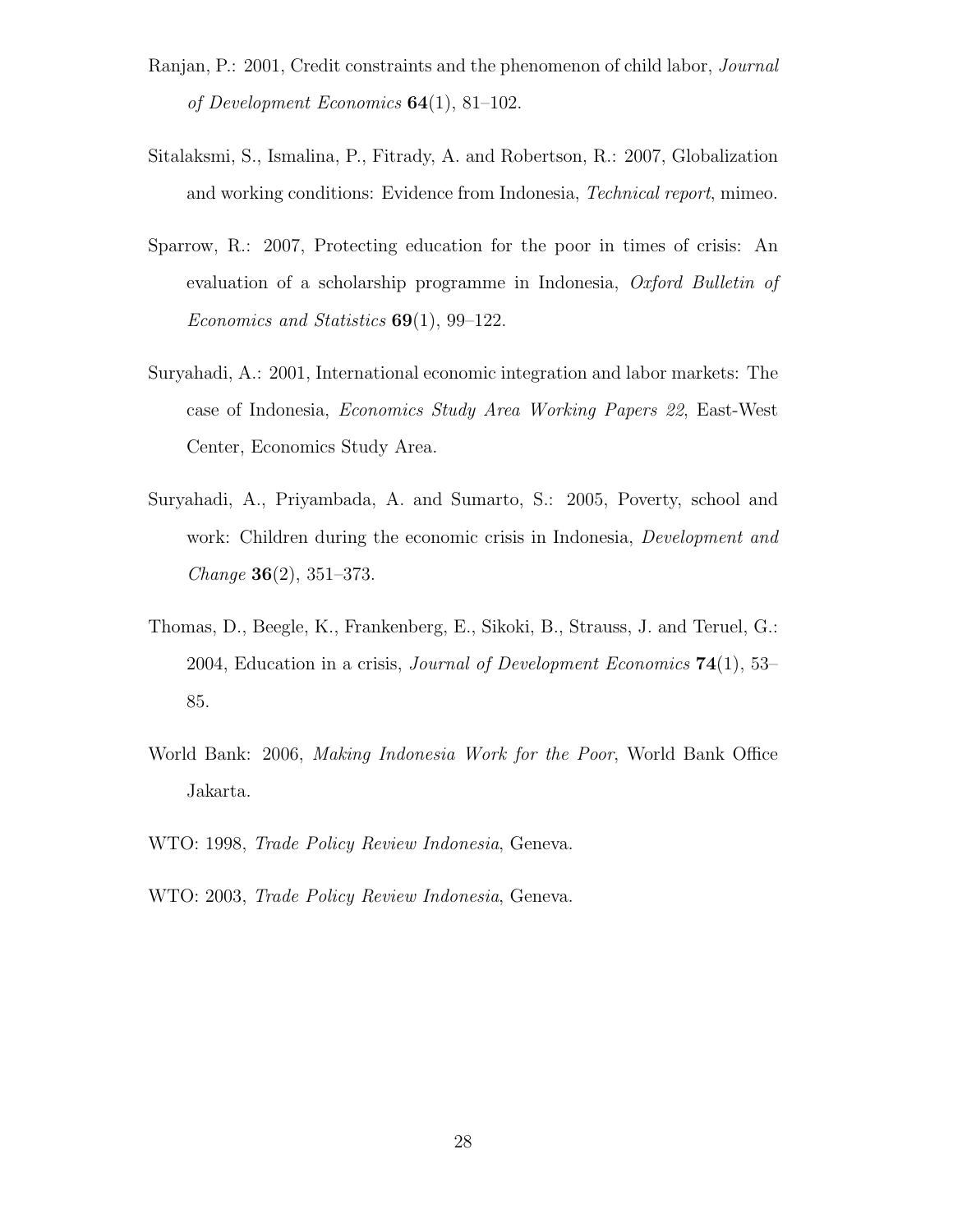Ranjan, P.: 2001, Credit constraints and the phenomenon of child labor, *Journal of Development Economics* **64**(1), 81–102.

Sitalaksmi, S., Ismalina, P., Fitrady, A. and Robertson, R.: 2007, Globalization and working conditions: Evidence from Indonesia, *Technical report*, mimeo.

Sparrow, R.: 2007, Protecting education for the poor in times of crisis: An evaluation of a scholarship programme in Indonesia, *Oxford Bulletin of Economics and Statistics* **69**(1), 99–122.

Suryahadi, A.: 2001, International economic integration and labor markets: The case of Indonesia, *Economics Study Area Working Papers 22*, East-West Center, Economics Study Area.

Suryahadi, A., Priyambada, A. and Sumarto, S.: 2005, Poverty, school and work: Children during the economic crisis in Indonesia, *Development and Change* **36**(2), 351–373.

Thomas, D., Beegle, K., Frankenberg, E., Sikoki, B., Strauss, J. and Teruel, G.: 2004, Education in a crisis, *Journal of Development Economics* **74**(1), 53–85.

World Bank: 2006, *Making Indonesia Work for the Poor*, World Bank Office Jakarta.

WTO: 1998, *Trade Policy Review Indonesia*, Geneva.

WTO: 2003, *Trade Policy Review Indonesia*, Geneva.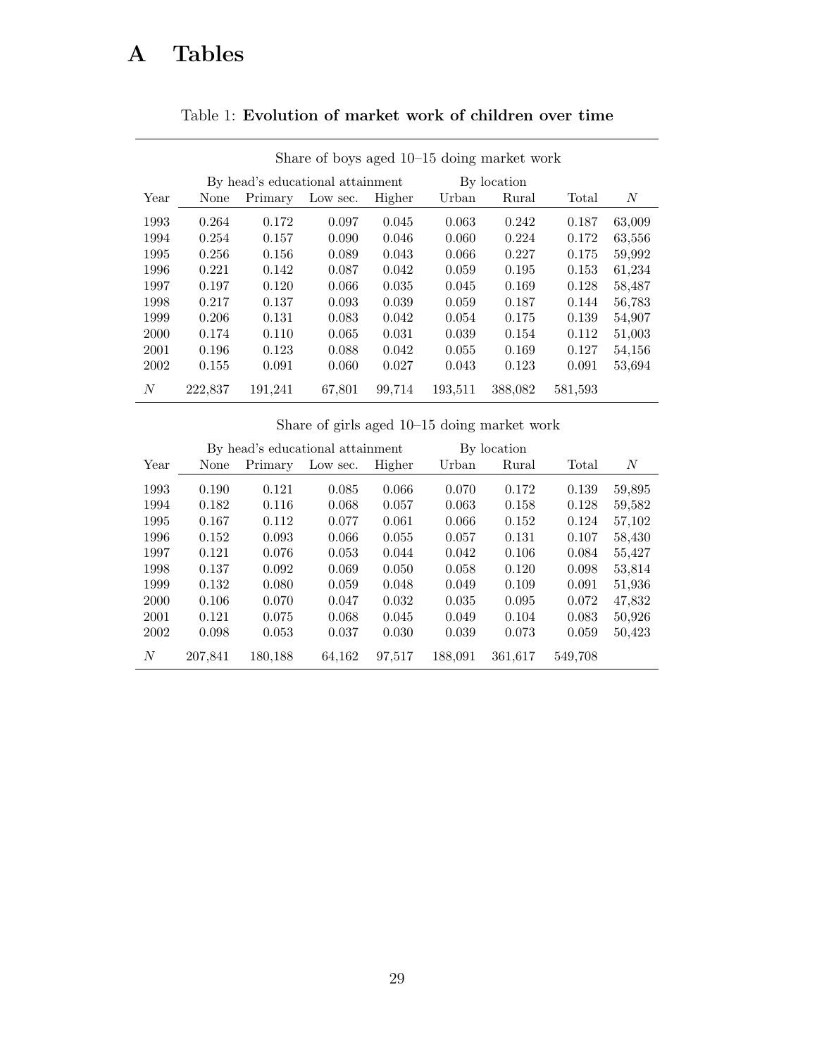# A Tables

Table 1: **Evolution of market work of children over time**

| | Share of boys aged 10–15 doing market work | | | | | | | |
|---|---|---|---|---|---|---|---|---|
| | By head's educational attainment | | | | By location | | | |
| Year | None | Primary | Low sec. | Higher | Urban | Rural | Total | $N$ |
| 1993 | 0.264 | 0.172 | 0.097 | 0.045 | 0.063 | 0.242 | 0.187 | 63,009 |
| 1994 | 0.254 | 0.157 | 0.090 | 0.046 | 0.060 | 0.224 | 0.172 | 63,556 |
| 1995 | 0.256 | 0.156 | 0.089 | 0.043 | 0.066 | 0.227 | 0.175 | 59,992 |
| 1996 | 0.221 | 0.142 | 0.087 | 0.042 | 0.059 | 0.195 | 0.153 | 61,234 |
| 1997 | 0.197 | 0.120 | 0.066 | 0.035 | 0.045 | 0.169 | 0.128 | 58,487 |
| 1998 | 0.217 | 0.137 | 0.093 | 0.039 | 0.059 | 0.187 | 0.144 | 56,783 |
| 1999 | 0.206 | 0.131 | 0.083 | 0.042 | 0.054 | 0.175 | 0.139 | 54,907 |
| 2000 | 0.174 | 0.110 | 0.065 | 0.031 | 0.039 | 0.154 | 0.112 | 51,003 |
| 2001 | 0.196 | 0.123 | 0.088 | 0.042 | 0.055 | 0.169 | 0.127 | 54,156 |
| 2002 | 0.155 | 0.091 | 0.060 | 0.027 | 0.043 | 0.123 | 0.091 | 53,694 |
| $N$ | 222,837 | 191,241 | 67,801 | 99,714 | 193,511 | 388,082 | 581,593 | |

| | Share of girls aged 10–15 doing market work | | | | | | | |
|---|---|---|---|---|---|---|---|---|
| | By head's educational attainment | | | | By location | | | |
| Year | None | Primary | Low sec. | Higher | Urban | Rural | Total | $N$ |
| 1993 | 0.190 | 0.121 | 0.085 | 0.066 | 0.070 | 0.172 | 0.139 | 59,895 |
| 1994 | 0.182 | 0.116 | 0.068 | 0.057 | 0.063 | 0.158 | 0.128 | 59,582 |
| 1995 | 0.167 | 0.112 | 0.077 | 0.061 | 0.066 | 0.152 | 0.124 | 57,102 |
| 1996 | 0.152 | 0.093 | 0.066 | 0.055 | 0.057 | 0.131 | 0.107 | 58,430 |
| 1997 | 0.121 | 0.076 | 0.053 | 0.044 | 0.042 | 0.106 | 0.084 | 55,427 |
| 1998 | 0.137 | 0.092 | 0.069 | 0.050 | 0.058 | 0.120 | 0.098 | 53,814 |
| 1999 | 0.132 | 0.080 | 0.059 | 0.048 | 0.049 | 0.109 | 0.091 | 51,936 |
| 2000 | 0.106 | 0.070 | 0.047 | 0.032 | 0.035 | 0.095 | 0.072 | 47,832 |
| 2001 | 0.121 | 0.075 | 0.068 | 0.045 | 0.049 | 0.104 | 0.083 | 50,926 |
| 2002 | 0.098 | 0.053 | 0.037 | 0.030 | 0.039 | 0.073 | 0.059 | 50,423 |
| $N$ | 207,841 | 180,188 | 64,162 | 97,517 | 188,091 | 361,617 | 549,708 | |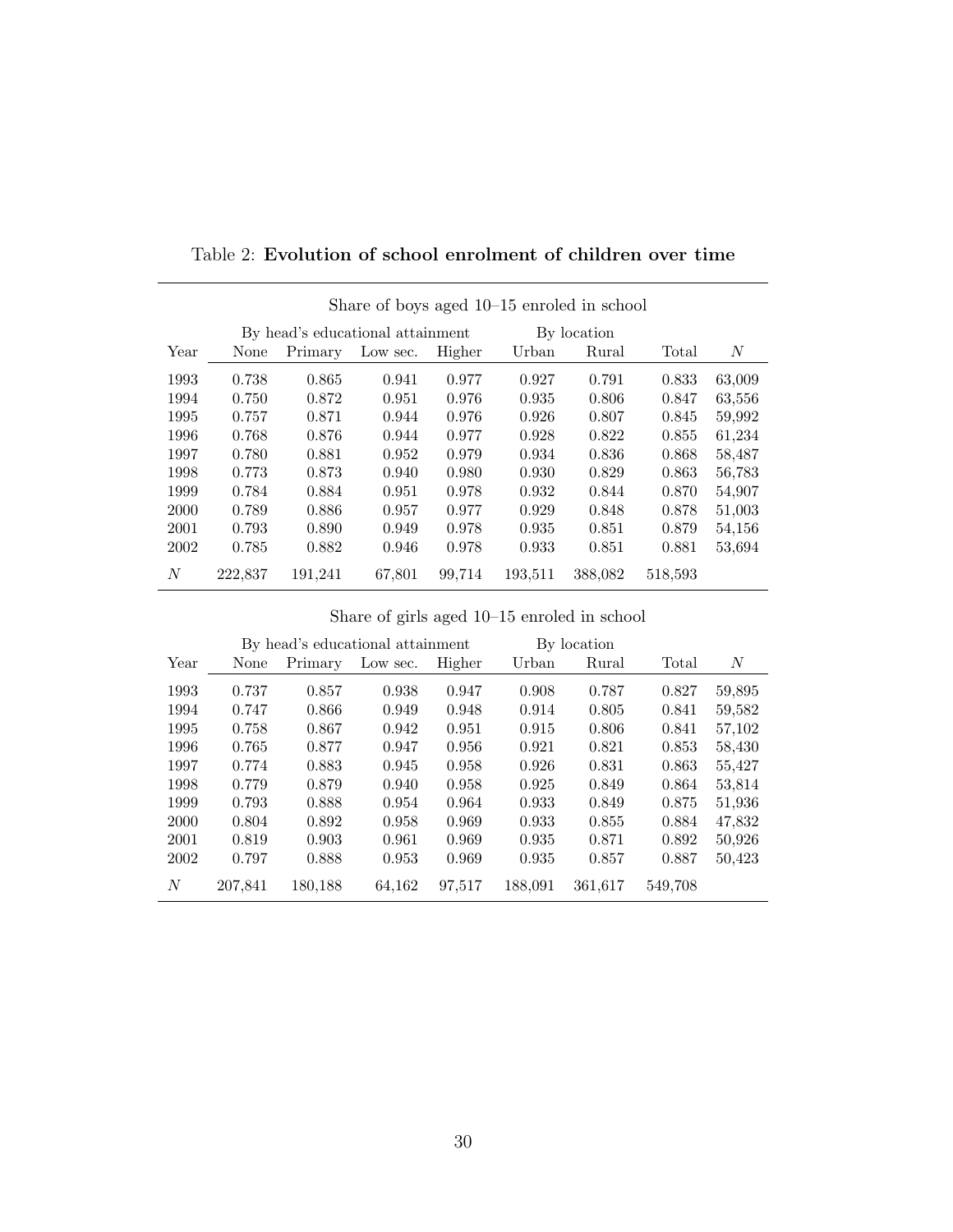Table 2: **Evolution of school enrolment of children over time**

| Share of boys aged 10–15 enroled in school | | | | | | | | |
|---|---|---|---|---|---|---|---|---|
| | By head's educational attainment | | | | By location | | | |
| Year | None | Primary | Low sec. | Higher | Urban | Rural | Total | $N$ |
| 1993 | 0.738 | 0.865 | 0.941 | 0.977 | 0.927 | 0.791 | 0.833 | 63,009 |
| 1994 | 0.750 | 0.872 | 0.951 | 0.976 | 0.935 | 0.806 | 0.847 | 63,556 |
| 1995 | 0.757 | 0.871 | 0.944 | 0.976 | 0.926 | 0.807 | 0.845 | 59,992 |
| 1996 | 0.768 | 0.876 | 0.944 | 0.977 | 0.928 | 0.822 | 0.855 | 61,234 |
| 1997 | 0.780 | 0.881 | 0.952 | 0.979 | 0.934 | 0.836 | 0.868 | 58,487 |
| 1998 | 0.773 | 0.873 | 0.940 | 0.980 | 0.930 | 0.829 | 0.863 | 56,783 |
| 1999 | 0.784 | 0.884 | 0.951 | 0.978 | 0.932 | 0.844 | 0.870 | 54,907 |
| 2000 | 0.789 | 0.886 | 0.957 | 0.977 | 0.929 | 0.848 | 0.878 | 51,003 |
| 2001 | 0.793 | 0.890 | 0.949 | 0.978 | 0.935 | 0.851 | 0.879 | 54,156 |
| 2002 | 0.785 | 0.882 | 0.946 | 0.978 | 0.933 | 0.851 | 0.881 | 53,694 |
| $N$ | 222,837 | 191,241 | 67,801 | 99,714 | 193,511 | 388,082 | 518,593 | |

| Share of girls aged 10–15 enroled in school | | | | | | | | |
|---|---|---|---|---|---|---|---|---|
| | By head's educational attainment | | | | By location | | | |
| Year | None | Primary | Low sec. | Higher | Urban | Rural | Total | $N$ |
| 1993 | 0.737 | 0.857 | 0.938 | 0.947 | 0.908 | 0.787 | 0.827 | 59,895 |
| 1994 | 0.747 | 0.866 | 0.949 | 0.948 | 0.914 | 0.805 | 0.841 | 59,582 |
| 1995 | 0.758 | 0.867 | 0.942 | 0.951 | 0.915 | 0.806 | 0.841 | 57,102 |
| 1996 | 0.765 | 0.877 | 0.947 | 0.956 | 0.921 | 0.821 | 0.853 | 58,430 |
| 1997 | 0.774 | 0.883 | 0.945 | 0.958 | 0.926 | 0.831 | 0.863 | 55,427 |
| 1998 | 0.779 | 0.879 | 0.940 | 0.958 | 0.925 | 0.849 | 0.864 | 53,814 |
| 1999 | 0.793 | 0.888 | 0.954 | 0.964 | 0.933 | 0.849 | 0.875 | 51,936 |
| 2000 | 0.804 | 0.892 | 0.958 | 0.969 | 0.933 | 0.855 | 0.884 | 47,832 |
| 2001 | 0.819 | 0.903 | 0.961 | 0.969 | 0.935 | 0.871 | 0.892 | 50,926 |
| 2002 | 0.797 | 0.888 | 0.953 | 0.969 | 0.935 | 0.857 | 0.887 | 50,423 |
| $N$ | 207,841 | 180,188 | 64,162 | 97,517 | 188,091 | 361,617 | 549,708 | |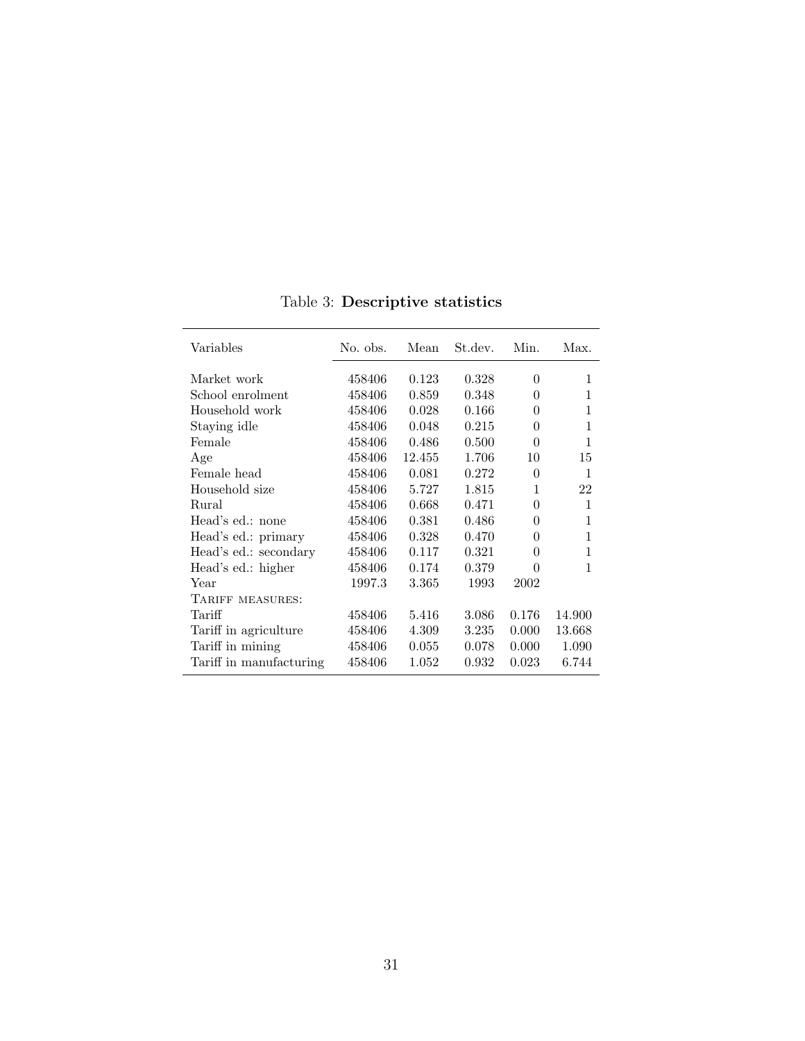Table 3: **Descriptive statistics**

| Variables | No. obs. | Mean | St.dev. | Min. | Max. |
|---|---|---|---|---|---|
| Market work | 458406 | 0.123 | 0.328 | 0 | 1 |
| School enrolment | 458406 | 0.859 | 0.348 | 0 | 1 |
| Household work | 458406 | 0.028 | 0.166 | 0 | 1 |
| Staying idle | 458406 | 0.048 | 0.215 | 0 | 1 |
| Female | 458406 | 0.486 | 0.500 | 0 | 1 |
| Age | 458406 | 12.455 | 1.706 | 10 | 15 |
| Female head | 458406 | 0.081 | 0.272 | 0 | 1 |
| Household size | 458406 | 5.727 | 1.815 | 1 | 22 |
| Rural | 458406 | 0.668 | 0.471 | 0 | 1 |
| Head's ed.: none | 458406 | 0.381 | 0.486 | 0 | 1 |
| Head's ed.: primary | 458406 | 0.328 | 0.470 | 0 | 1 |
| Head's ed.: secondary | 458406 | 0.117 | 0.321 | 0 | 1 |
| Head's ed.: higher | 458406 | 0.174 | 0.379 | 0 | 1 |
| Year | 1997.3 | 3.365 | 1993 | 2002 | |
| TARIFF MEASURES: | | | | | |
| Tariff | 458406 | 5.416 | 3.086 | 0.176 | 14.900 |
| Tariff in agriculture | 458406 | 4.309 | 3.235 | 0.000 | 13.668 |
| Tariff in mining | 458406 | 0.055 | 0.078 | 0.000 | 1.090 |
| Tariff in manufacturing | 458406 | 1.052 | 0.932 | 0.023 | 6.744 |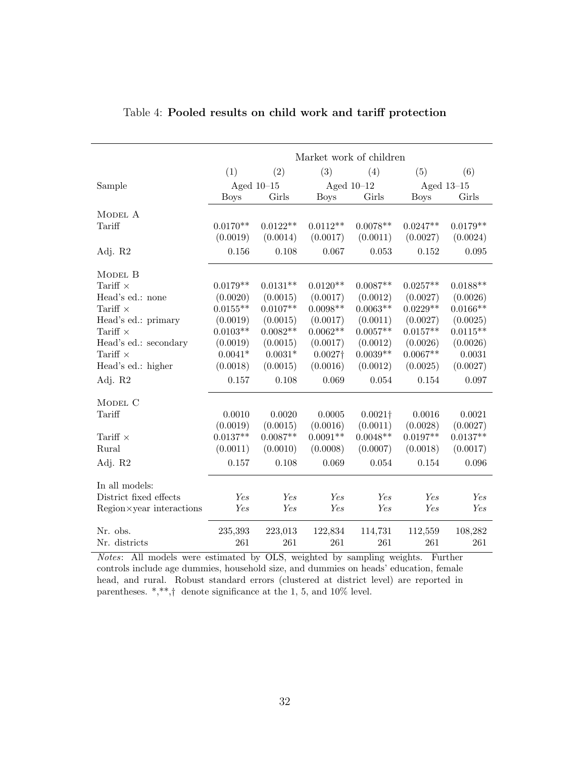Table 4: **Pooled results on child work and tariff protection**

| | Market work of children | | | | | |
|---|---|---|---|---|---|---|
| | (1) | (2) | (3) | (4) | (5) | (6) |
| Sample | Aged 10–15 | | Aged 10–12 | | Aged 13–15 | |
| | Boys | Girls | Boys | Girls | Boys | Girls |
| MODEL A | | | | | | |
| Tariff | 0.0170** | 0.0122** | 0.0112** | 0.0078** | 0.0247** | 0.0179** |
| | (0.0019) | (0.0014) | (0.0017) | (0.0011) | (0.0027) | (0.0024) |
| Adj. R2 | 0.156 | 0.108 | 0.067 | 0.053 | 0.152 | 0.095 |
| MODEL B | | | | | | |
| Tariff × Head's ed.: none | 0.0179** | 0.0131** | 0.0120** | 0.0087** | 0.0257** | 0.0188** |
| | (0.0020) | (0.0015) | (0.0017) | (0.0012) | (0.0027) | (0.0026) |
| Tariff × Head's ed.: primary | 0.0155** | 0.0107** | 0.0098** | 0.0063** | 0.0229** | 0.0166** |
| | (0.0019) | (0.0015) | (0.0017) | (0.0011) | (0.0027) | (0.0025) |
| Tariff × Head's ed.: secondary | 0.0103** | 0.0082** | 0.0062** | 0.0057** | 0.0157** | 0.0115** |
| | (0.0019) | (0.0015) | (0.0017) | (0.0012) | (0.0026) | (0.0026) |
| Tariff × Head's ed.: higher | 0.0041* | 0.0031* | 0.0027† | 0.0039** | 0.0067** | 0.0031 |
| | (0.0018) | (0.0015) | (0.0016) | (0.0012) | (0.0025) | (0.0027) |
| Adj. R2 | 0.157 | 0.108 | 0.069 | 0.054 | 0.154 | 0.097 |
| MODEL C | | | | | | |
| Tariff | 0.0010 | 0.0020 | 0.0005 | 0.0021† | 0.0016 | 0.0021 |
| | (0.0019) | (0.0015) | (0.0016) | (0.0011) | (0.0028) | (0.0027) |
| Tariff × Rural | 0.0137** | 0.0087** | 0.0091** | 0.0048** | 0.0197** | 0.0137** |
| | (0.0011) | (0.0010) | (0.0008) | (0.0007) | (0.0018) | (0.0017) |
| Adj. R2 | 0.157 | 0.108 | 0.069 | 0.054 | 0.154 | 0.096 |
| In all models: | | | | | | |
| District fixed effects | *Yes* | *Yes* | *Yes* | *Yes* | *Yes* | *Yes* |
| Region×year interactions | *Yes* | *Yes* | *Yes* | *Yes* | *Yes* | *Yes* |
| Nr. obs. | 235,393 | 223,013 | 122,834 | 114,731 | 112,559 | 108,282 |
| Nr. districts | 261 | 261 | 261 | 261 | 261 | 261 |

*Notes*: All models were estimated by OLS, weighted by sampling weights. Further controls include age dummies, household size, and dummies on heads' education, female head, and rural. Robust standard errors (clustered at district level) are reported in parentheses. *,**,† denote significance at the 1, 5, and 10% level.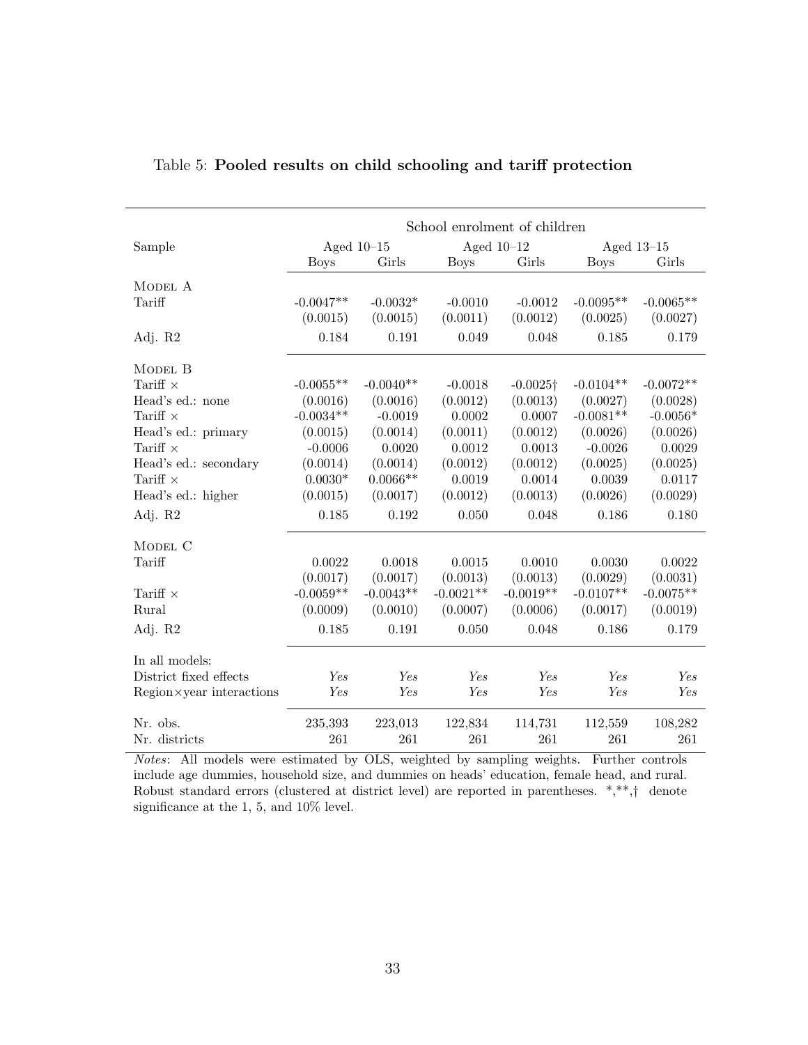Table 5: **Pooled results on child schooling and tariff protection**

| | School enrolment of children | | | | | |
|---|---|---|---|---|---|---|
| Sample | Aged 10–15 | | Aged 10–12 | | Aged 13–15 | |
| | Boys | Girls | Boys | Girls | Boys | Girls |
| MODEL A | | | | | | |
| Tariff | -0.0047** | -0.0032* | -0.0010 | -0.0012 | -0.0095** | -0.0065** |
| | (0.0015) | (0.0015) | (0.0011) | (0.0012) | (0.0025) | (0.0027) |
| Adj. R2 | 0.184 | 0.191 | 0.049 | 0.048 | 0.185 | 0.179 |
| MODEL B | | | | | | |
| Tariff × | -0.0055** | -0.0040** | -0.0018 | -0.0025† | -0.0104** | -0.0072** |
| Head's ed.: none | (0.0016) | (0.0016) | (0.0012) | (0.0013) | (0.0027) | (0.0028) |
| Tariff × | -0.0034** | -0.0019 | 0.0002 | 0.0007 | -0.0081** | -0.0056* |
| Head's ed.: primary | (0.0015) | (0.0014) | (0.0011) | (0.0012) | (0.0026) | (0.0026) |
| Tariff × | -0.0006 | 0.0020 | 0.0012 | 0.0013 | -0.0026 | 0.0029 |
| Head's ed.: secondary | (0.0014) | (0.0014) | (0.0012) | (0.0012) | (0.0025) | (0.0025) |
| Tariff × | 0.0030* | 0.0066** | 0.0019 | 0.0014 | 0.0039 | 0.0117 |
| Head's ed.: higher | (0.0015) | (0.0017) | (0.0012) | (0.0013) | (0.0026) | (0.0029) |
| Adj. R2 | 0.185 | 0.192 | 0.050 | 0.048 | 0.186 | 0.180 |
| MODEL C | | | | | | |
| Tariff | 0.0022 | 0.0018 | 0.0015 | 0.0010 | 0.0030 | 0.0022 |
| | (0.0017) | (0.0017) | (0.0013) | (0.0013) | (0.0029) | (0.0031) |
| Tariff × | -0.0059** | -0.0043** | -0.0021** | -0.0019** | -0.0107** | -0.0075** |
| Rural | (0.0009) | (0.0010) | (0.0007) | (0.0006) | (0.0017) | (0.0019) |
| Adj. R2 | 0.185 | 0.191 | 0.050 | 0.048 | 0.186 | 0.179 |
| In all models: | | | | | | |
| District fixed effects | *Yes* | *Yes* | *Yes* | *Yes* | *Yes* | *Yes* |
| Region×year interactions | *Yes* | *Yes* | *Yes* | *Yes* | *Yes* | *Yes* |
| Nr. obs. | 235,393 | 223,013 | 122,834 | 114,731 | 112,559 | 108,282 |
| Nr. districts | 261 | 261 | 261 | 261 | 261 | 261 |

*Notes*: All models were estimated by OLS, weighted by sampling weights. Further controls include age dummies, household size, and dummies on heads' education, female head, and rural. Robust standard errors (clustered at district level) are reported in parentheses. *,**,† denote significance at the 1, 5, and 10% level.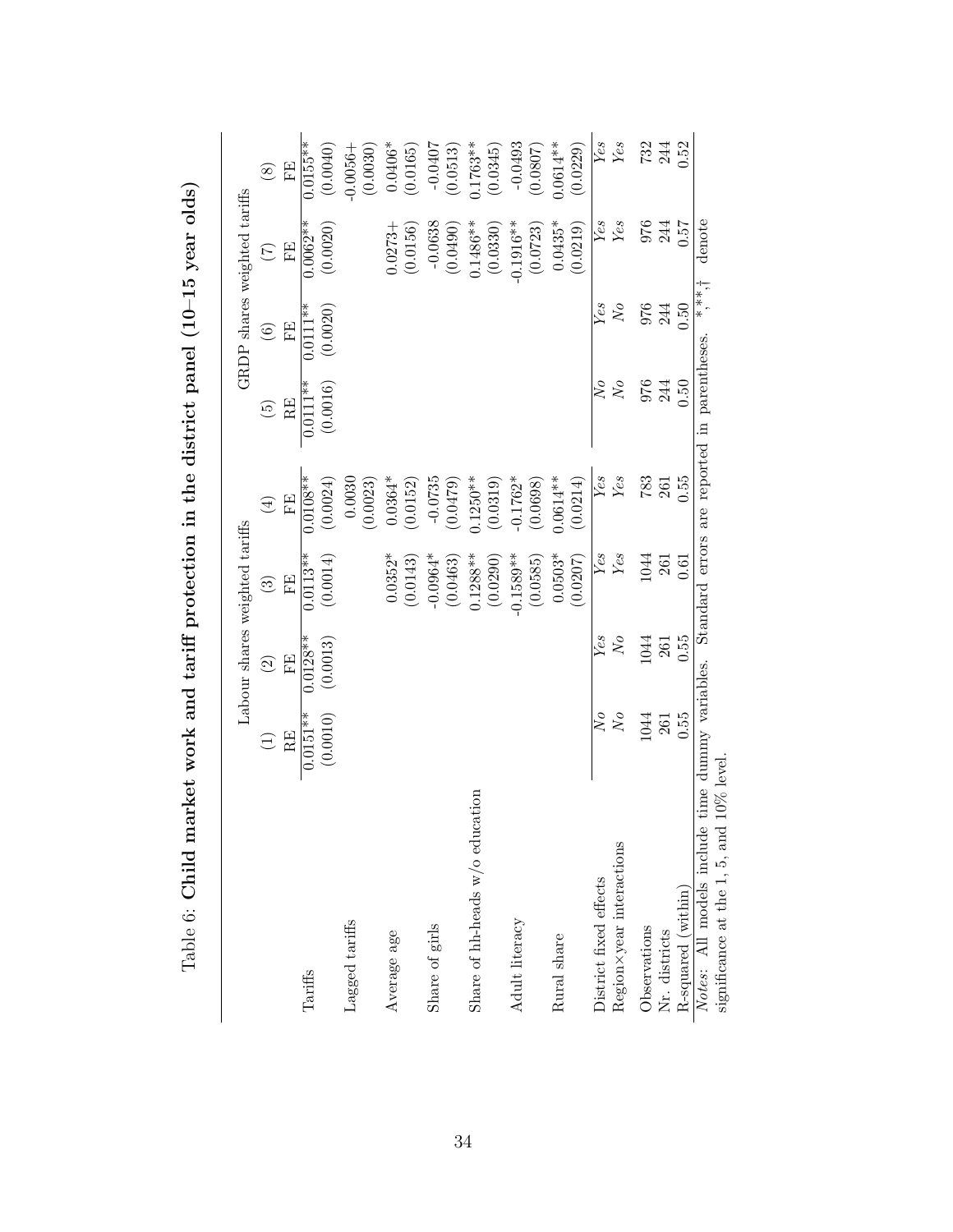Table 6: **Child market work and tariff protection in the district panel (10–15 year olds)**

| | Labour shares weighted tariffs | | | | GRDP shares weighted tariffs | | | |
|---|---|---|---|---|---|---|---|---|
| | (1) | (2) | (3) | (4) | (5) | (6) | (7) | (8) |
| | RE | FE | FE | FE | RE | FE | FE | FE |
| Tariffs | 0.0151** | 0.0128** | 0.0113** | 0.0108** | 0.0111** | 0.0111** | 0.0062** | 0.0155** |
| | (0.0010) | (0.0013) | (0.0014) | (0.0024) | (0.0016) | (0.0020) | (0.0020) | (0.0040) |
| Lagged tariffs | | | | 0.0030 | | | | -0.0056+ |
| | | | | (0.0023) | | | | (0.0030) |
| Average age | | | 0.0352* | 0.0364* | | | 0.0273+ | 0.0406* |
| | | | (0.0143) | (0.0152) | | | (0.0156) | (0.0165) |
| Share of girls | | | -0.0964* | -0.0735 | | | -0.0638 | -0.0407 |
| | | | (0.0463) | (0.0479) | | | (0.0490) | (0.0513) |
| Share of hh-heads w/o education | | | 0.1288** | 0.1250** | | | 0.1486** | 0.1763** |
| | | | (0.0290) | (0.0319) | | | (0.0330) | (0.0345) |
| Adult literacy | | | -0.1589** | -0.1762* | | | -0.1916** | -0.0493 |
| | | | (0.0585) | (0.0698) | | | (0.0723) | (0.0807) |
| Rural share | | | 0.0503* | 0.0614** | | | 0.0435* | 0.0614** |
| | | | (0.0207) | (0.0214) | | | (0.0219) | (0.0229) |
| District fixed effects | *No* | *Yes* | *Yes* | *Yes* | *No* | *Yes* | *Yes* | *Yes* |
| Region×year interactions | *No* | *No* | *Yes* | *Yes* | *No* | *No* | *Yes* | *Yes* |
| Observations | 1044 | 1044 | 1044 | 783 | 976 | 976 | 976 | 732 |
| Nr. districts | 261 | 261 | 261 | 261 | 244 | 244 | 244 | 244 |
| R-squared (within) | 0.55 | 0.55 | 0.61 | 0.55 | 0.50 | 0.50 | 0.57 | 0.52 |

*Notes*: All models include time dummy variables. Standard errors are reported in parentheses. **,*,† denote significance at the 1, 5, and 10% level.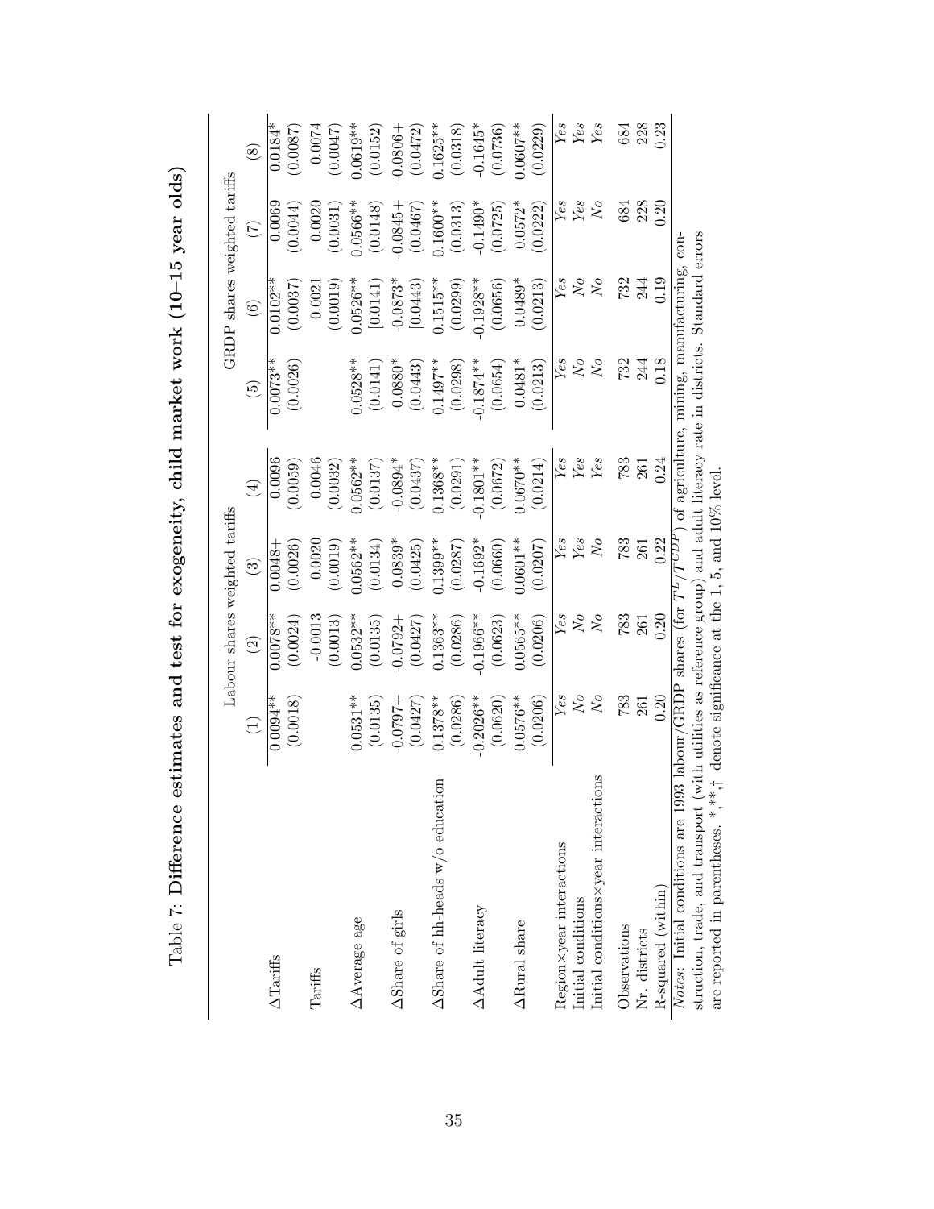Table 7: **Difference estimates and test for exogeneity, child market work (10–15 year olds)**

| | Labour shares weighted tariffs | | | | GRDP shares weighted tariffs | | | |
|---|---|---|---|---|---|---|---|---|
| | (1) | (2) | (3) | (4) | (5) | (6) | (7) | (8) |
| ΔTariffs | 0.0094** | 0.0078** | 0.0048+ | 0.0096 | 0.0073** | 0.0102** | 0.0069 | 0.0184* |
| | (0.0018) | (0.0024) | (0.0026) | (0.0059) | (0.0026) | (0.0037) | (0.0044) | (0.0087) |
| Tariffs | | -0.0013 | 0.0020 | 0.0046 | | 0.0021 | 0.0020 | 0.0074 |
| | | (0.0013) | (0.0019) | (0.0032) | | (0.0019) | (0.0031) | (0.0047) |
| ΔAverage age | 0.0531** | 0.0532** | 0.0562** | 0.0562** | 0.0528** | 0.0526** | 0.0566** | 0.0619** |
| | (0.0135) | (0.0135) | (0.0134) | (0.0137) | (0.0141) | [0.0141] | (0.0148) | (0.0152) |
| ΔShare of girls | -0.0797+ | -0.0792+ | -0.0839* | -0.0894* | -0.0880* | -0.0873* | -0.0845+ | -0.0806+ |
| | (0.0427) | (0.0427) | (0.0425) | (0.0437) | (0.0443) | [0.0443] | (0.0467) | (0.0472) |
| ΔShare of hh-heads w/o education | 0.1378** | 0.1363** | 0.1399** | 0.1368** | 0.1497** | 0.1515** | 0.1600** | 0.1625** |
| | (0.0286) | (0.0286) | (0.0287) | (0.0291) | (0.0298) | (0.0299) | (0.0313) | (0.0318) |
| ΔAdult literacy | -0.2026** | -0.1966** | -0.1692* | -0.1801** | -0.1874** | -0.1928** | -0.1490* | -0.1645* |
| | (0.0620) | (0.0623) | (0.0660) | (0.0672) | (0.0654) | (0.0656) | (0.0725) | (0.0736) |
| ΔRural share | 0.0576** | 0.0565** | 0.0601** | 0.0670** | 0.0481* | 0.0489* | 0.0572* | 0.0607** |
| | (0.0206) | (0.0206) | (0.0207) | (0.0214) | (0.0213) | (0.0213) | (0.0222) | (0.0229) |
| Region×year interactions | *Yes* | *Yes* | *Yes* | *Yes* | *Yes* | *Yes* | *Yes* | *Yes* |
| Initial conditions | *No* | *No* | *Yes* | *Yes* | *No* | *No* | *Yes* | *Yes* |
| Initial conditions×year interactions | *No* | *No* | *No* | *Yes* | *No* | *No* | *No* | *Yes* |
| Observations | 783 | 783 | 783 | 783 | 732 | 732 | 684 | 684 |
| Nr. districts | 261 | 261 | 261 | 261 | 244 | 244 | 228 | 228 |
| R-squared (within) | 0.20 | 0.20 | 0.22 | 0.24 | 0.18 | 0.19 | 0.20 | 0.23 |

*Notes*: Initial conditions are 1993 labour/GRDP shares (for $T^L/T^{GDP}$) of agriculture, mining, manufacturing, construction, trade, and transport (with utilities as reference group) and adult literacy rate in districts. Standard errors are reported in parentheses. *,**,† denote significance at the 1, 5, and 10% level.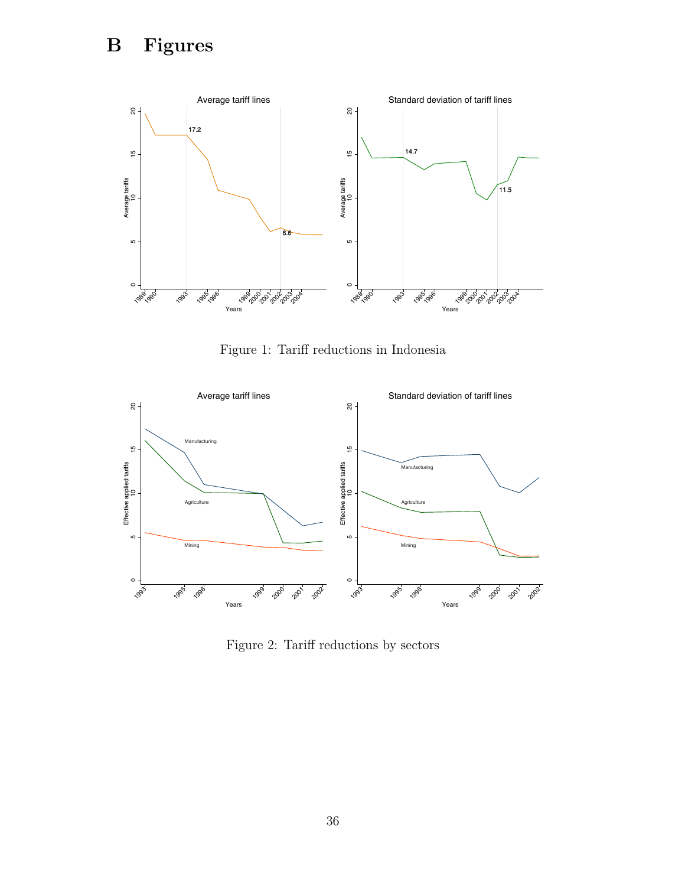# B Figures

Figure 1: Tariff reductions in Indonesia

Figure 2: Tariff reductions by sectors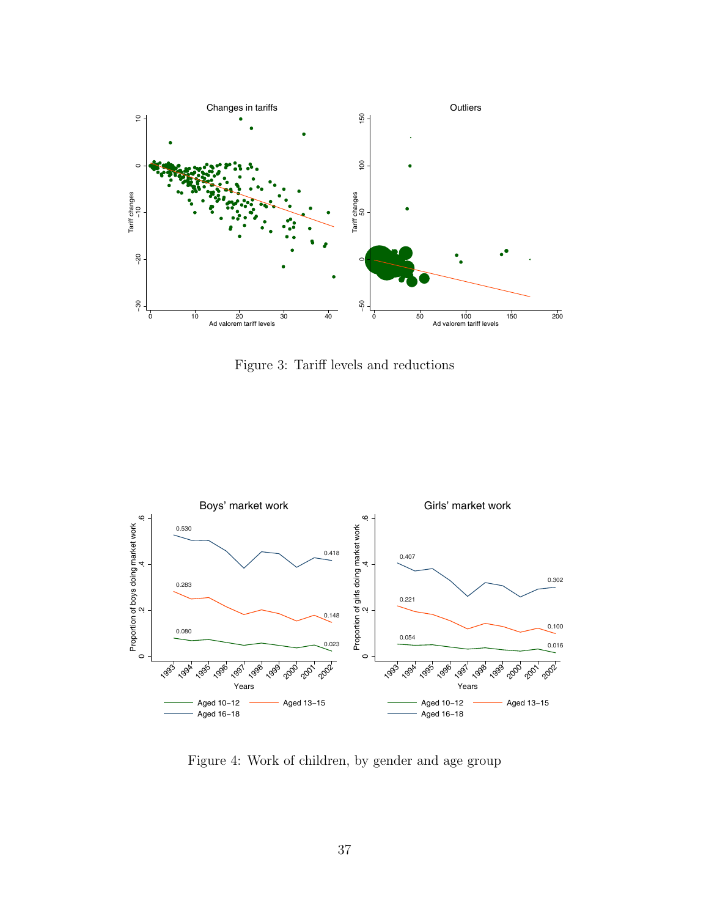Figure 3: Tariff levels and reductions

Figure 4: Work of children, by gender and age group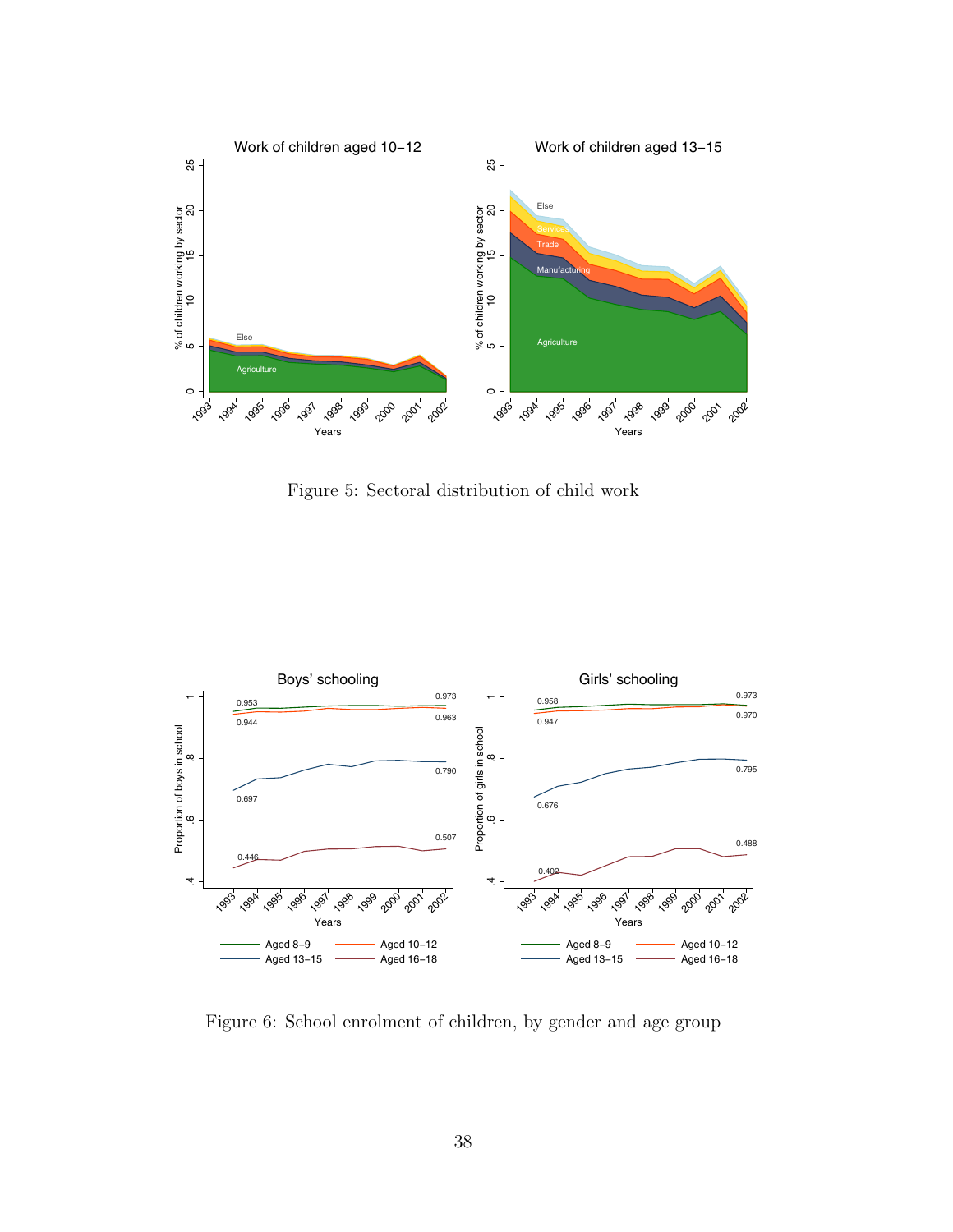Figure 5: Sectoral distribution of child work

Figure 6: School enrolment of children, by gender and age group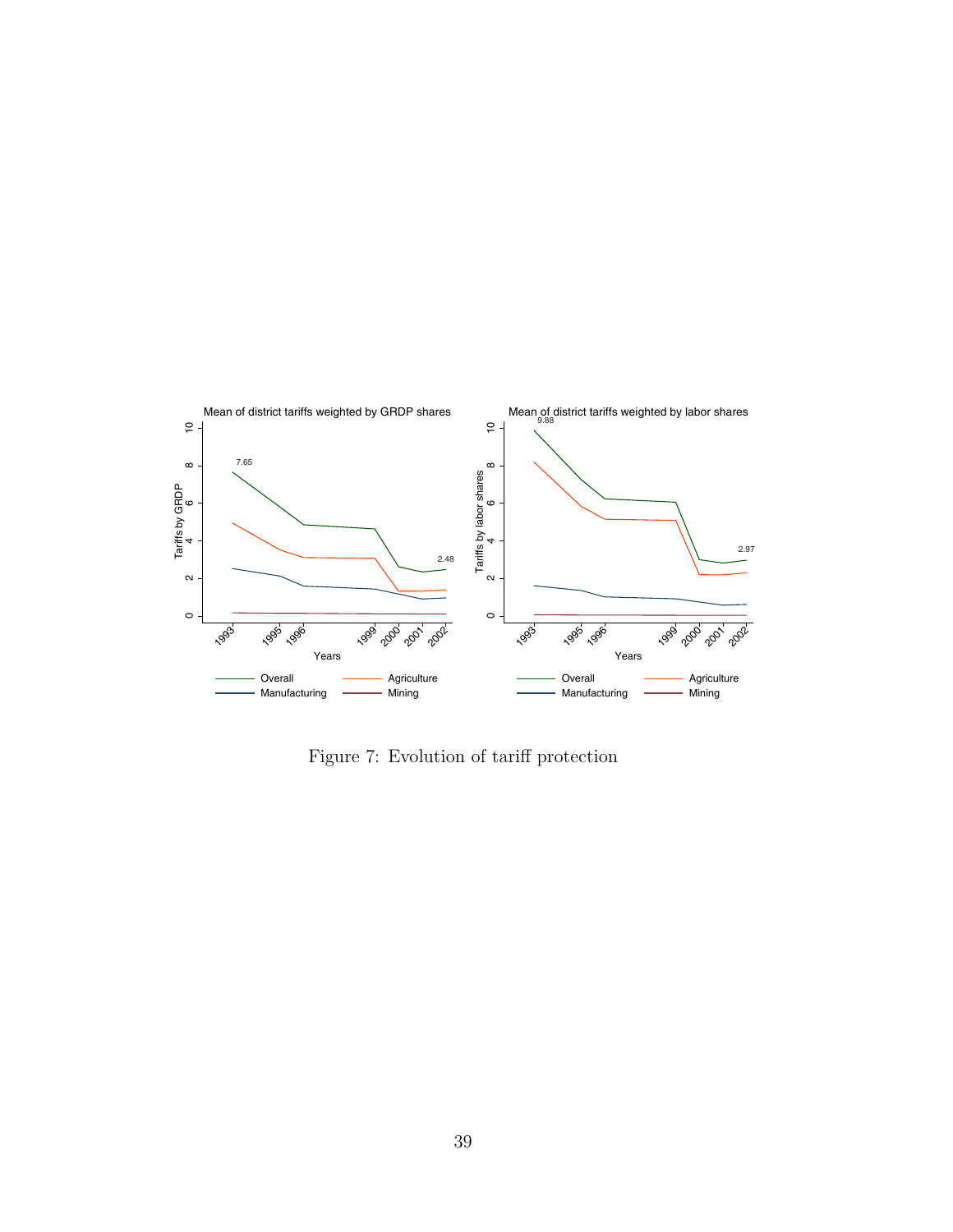Figure 7: Evolution of tariff protection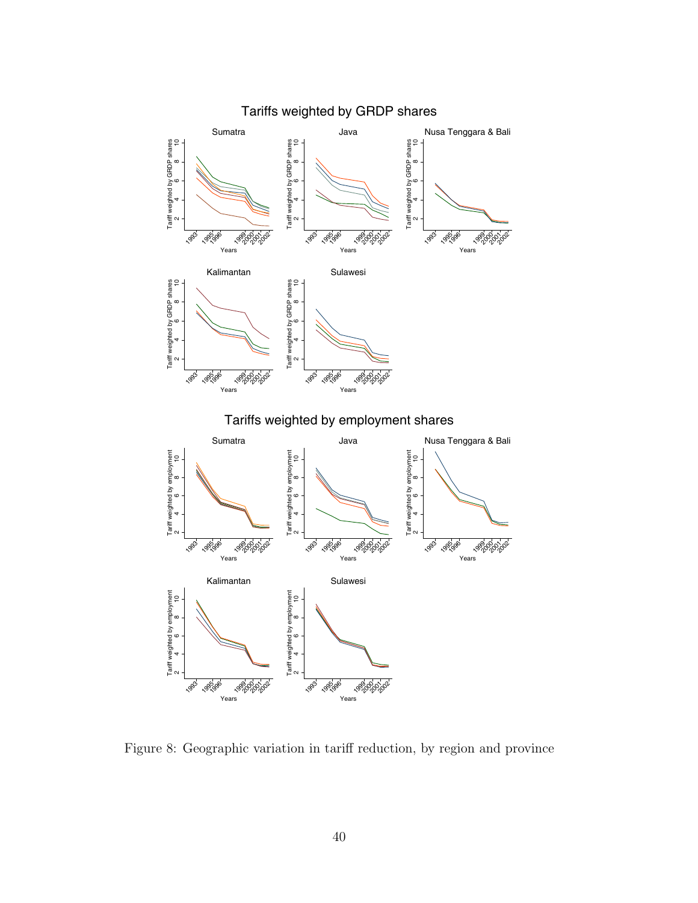Figure 8: Geographic variation in tariff reduction, by region and province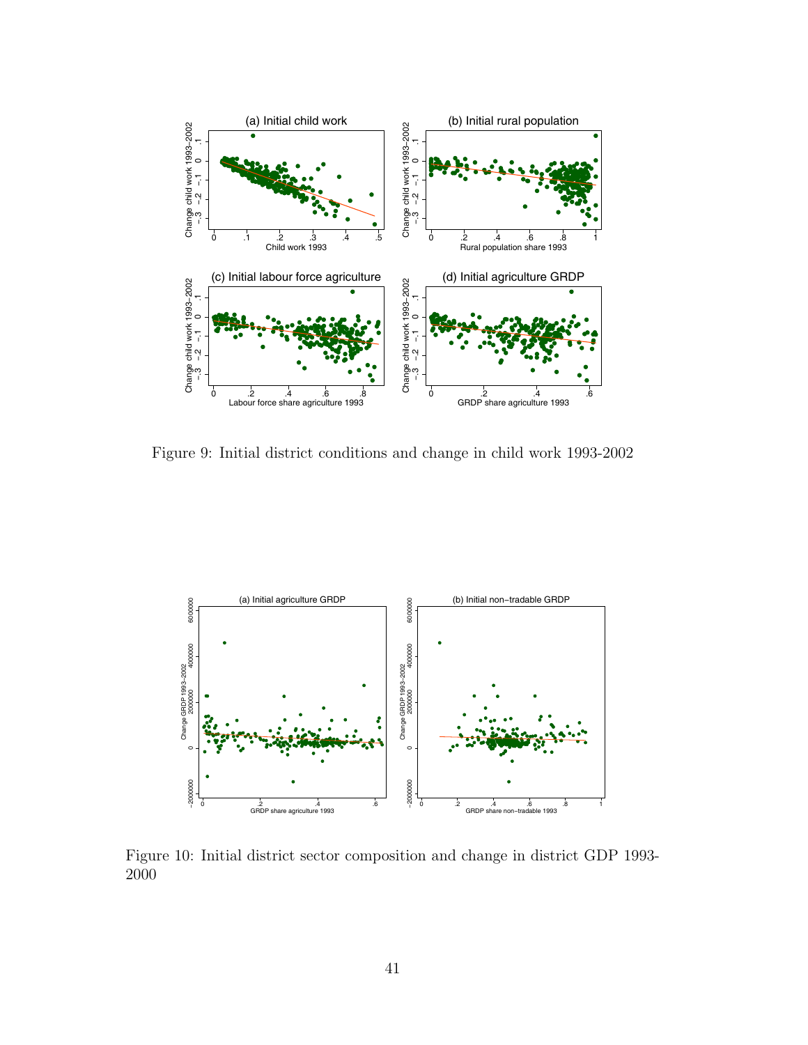Figure 9: Initial district conditions and change in child work 1993-2002

Figure 10: Initial district sector composition and change in district GDP 1993-2000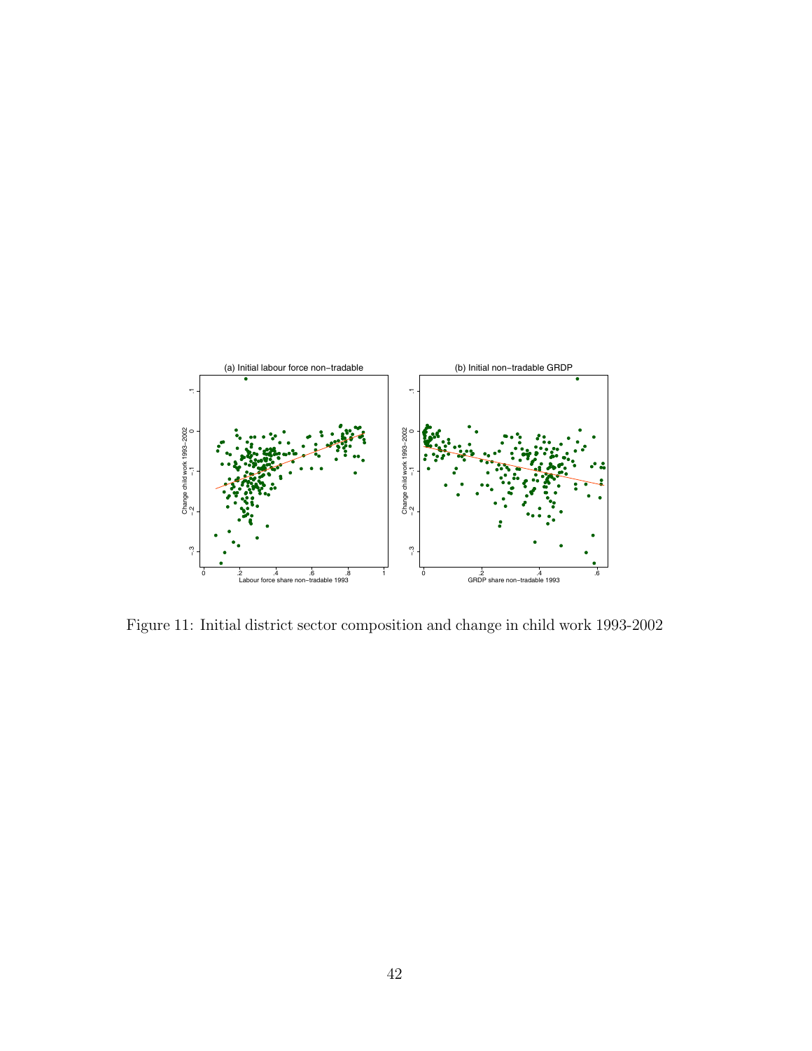(a) Initial labour force non−tradable

Change child work 1993−2002

.1
0
−.1
−.2
−.3

0 .2 .4 .6 .8 1

Labour force share non−tradable 1993

(b) Initial non−tradable GRDP

Change child work 1993−2002

.1
0
−.1
−.2
−.3

0 .2 .4 .6

GRDP share non−tradable 1993

Figure 11: Initial district sector composition and change in child work 1993-2002